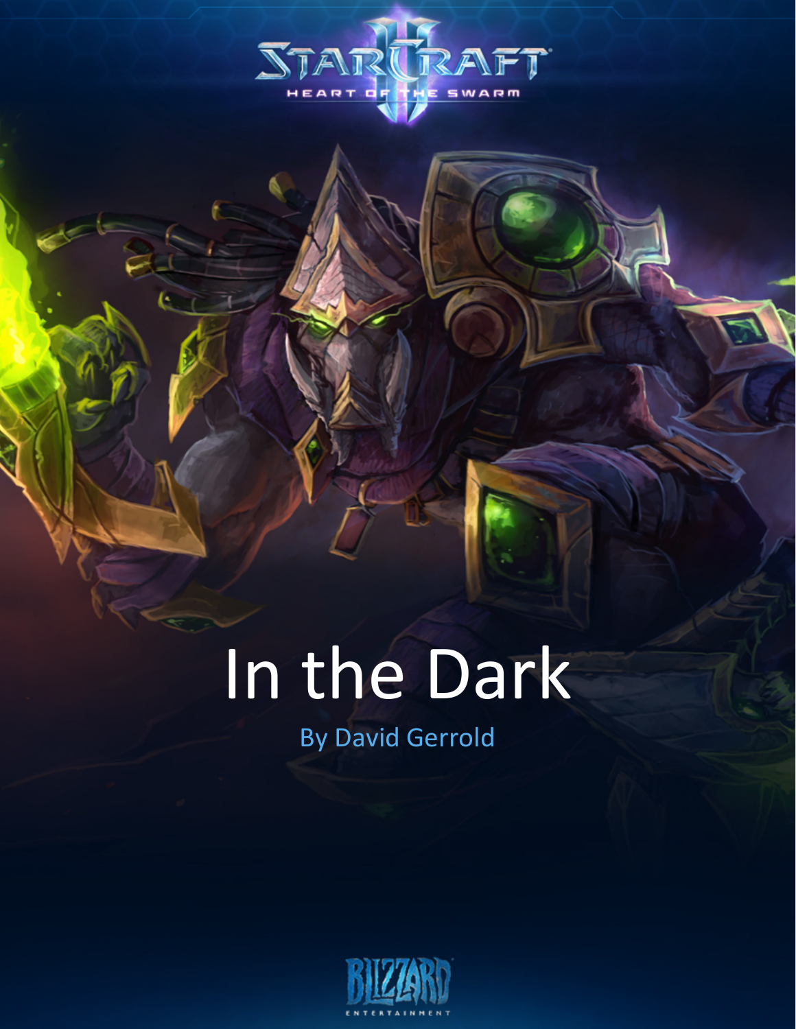# In the Dark

By David Gerrold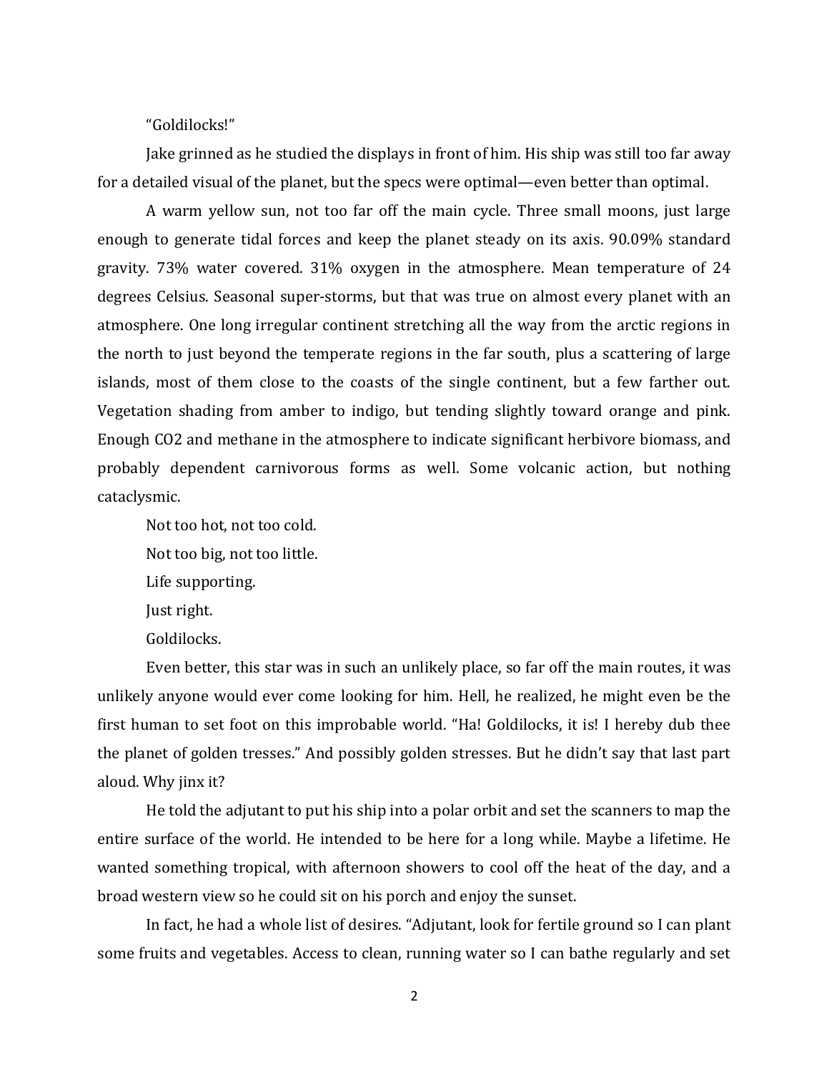"Goldilocks!"

Jake grinned as he studied the displays in front of him. His ship was still too far away for a detailed visual of the planet, but the specs were optimal—even better than optimal.

A warm yellow sun, not too far off the main cycle. Three small moons, just large enough to generate tidal forces and keep the planet steady on its axis. 90.09% standard gravity. 73% water covered. 31% oxygen in the atmosphere. Mean temperature of 24 degrees Celsius. Seasonal super-storms, but that was true on almost every planet with an atmosphere. One long irregular continent stretching all the way from the arctic regions in the north to just beyond the temperate regions in the far south, plus a scattering of large islands, most of them close to the coasts of the single continent, but a few farther out. Vegetation shading from amber to indigo, but tending slightly toward orange and pink. Enough $CO_2$ and methane in the atmosphere to indicate significant herbivore biomass, and probably dependent carnivorous forms as well. Some volcanic action, but nothing cataclysmic.

Not too hot, not too cold.

Not too big, not too little.

Life supporting.

Just right.

Goldilocks.

Even better, this star was in such an unlikely place, so far off the main routes, it was unlikely anyone would ever come looking for him. Hell, he realized, he might even be the first human to set foot on this improbable world. "Ha! Goldilocks, it is! I hereby dub thee the planet of golden tresses." And possibly golden stresses. But he didn't say that last part aloud. Why jinx it?

He told the adjutant to put his ship into a polar orbit and set the scanners to map the entire surface of the world. He intended to be here for a long while. Maybe a lifetime. He wanted something tropical, with afternoon showers to cool off the heat of the day, and a broad western view so he could sit on his porch and enjoy the sunset.

In fact, he had a whole list of desires. "Adjutant, look for fertile ground so I can plant some fruits and vegetables. Access to clean, running water so I can bathe regularly and set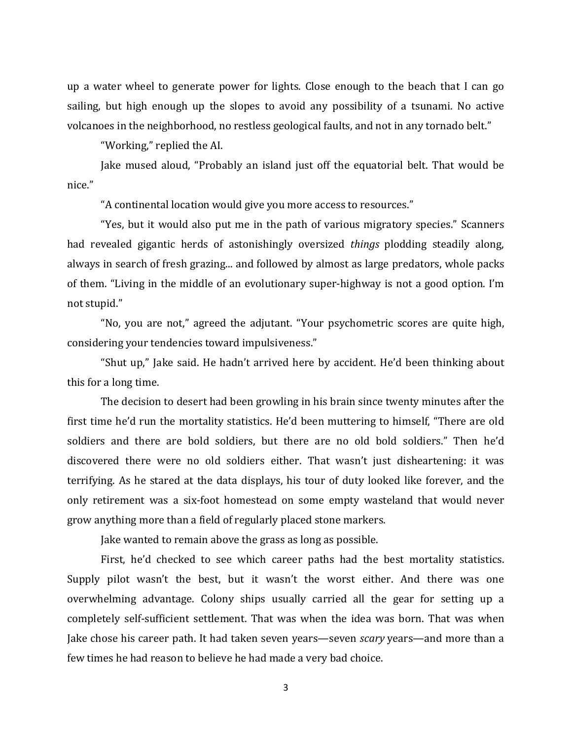up a water wheel to generate power for lights. Close enough to the beach that I can go sailing, but high enough up the slopes to avoid any possibility of a tsunami. No active volcanoes in the neighborhood, no restless geological faults, and not in any tornado belt."

"Working," replied the AI.

Jake mused aloud, "Probably an island just off the equatorial belt. That would be nice."

"A continental location would give you more access to resources."

"Yes, but it would also put me in the path of various migratory species." Scanners had revealed gigantic herds of astonishingly oversized *things* plodding steadily along, always in search of fresh grazing... and followed by almost as large predators, whole packs of them. "Living in the middle of an evolutionary super-highway is not a good option. I'm not stupid."

"No, you are not," agreed the adjutant. "Your psychometric scores are quite high, considering your tendencies toward impulsiveness."

"Shut up," Jake said. He hadn't arrived here by accident. He'd been thinking about this for a long time.

The decision to desert had been growling in his brain since twenty minutes after the first time he'd run the mortality statistics. He'd been muttering to himself, "There are old soldiers and there are bold soldiers, but there are no old bold soldiers." Then he'd discovered there were no old soldiers either. That wasn't just disheartening: it was terrifying. As he stared at the data displays, his tour of duty looked like forever, and the only retirement was a six-foot homestead on some empty wasteland that would never grow anything more than a field of regularly placed stone markers.

Jake wanted to remain above the grass as long as possible.

First, he'd checked to see which career paths had the best mortality statistics. Supply pilot wasn't the best, but it wasn't the worst either. And there was one overwhelming advantage. Colony ships usually carried all the gear for setting up a completely self-sufficient settlement. That was when the idea was born. That was when Jake chose his career path. It had taken seven years—seven *scary* years—and more than a few times he had reason to believe he had made a very bad choice.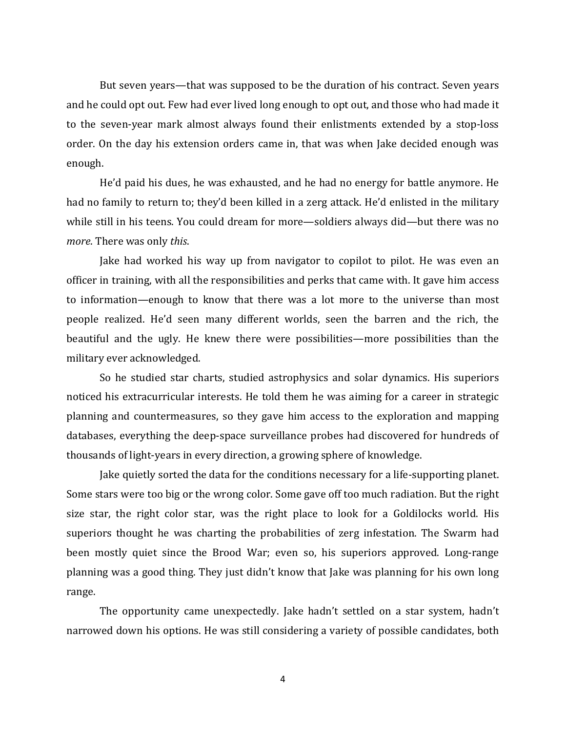But seven years—that was supposed to be the duration of his contract. Seven years and he could opt out. Few had ever lived long enough to opt out, and those who had made it to the seven-year mark almost always found their enlistments extended by a stop-loss order. On the day his extension orders came in, that was when Jake decided enough was enough.

He'd paid his dues, he was exhausted, and he had no energy for battle anymore. He had no family to return to; they'd been killed in a zerg attack. He'd enlisted in the military while still in his teens. You could dream for more—soldiers always did—but there was no *more*. There was only *this*.

Jake had worked his way up from navigator to copilot to pilot. He was even an officer in training, with all the responsibilities and perks that came with. It gave him access to information—enough to know that there was a lot more to the universe than most people realized. He'd seen many different worlds, seen the barren and the rich, the beautiful and the ugly. He knew there were possibilities—more possibilities than the military ever acknowledged.

So he studied star charts, studied astrophysics and solar dynamics. His superiors noticed his extracurricular interests. He told them he was aiming for a career in strategic planning and countermeasures, so they gave him access to the exploration and mapping databases, everything the deep-space surveillance probes had discovered for hundreds of thousands of light-years in every direction, a growing sphere of knowledge.

Jake quietly sorted the data for the conditions necessary for a life-supporting planet. Some stars were too big or the wrong color. Some gave off too much radiation. But the right size star, the right color star, was the right place to look for a Goldilocks world. His superiors thought he was charting the probabilities of zerg infestation. The Swarm had been mostly quiet since the Brood War; even so, his superiors approved. Long-range planning was a good thing. They just didn't know that Jake was planning for his own long range.

The opportunity came unexpectedly. Jake hadn't settled on a star system, hadn't narrowed down his options. He was still considering a variety of possible candidates, both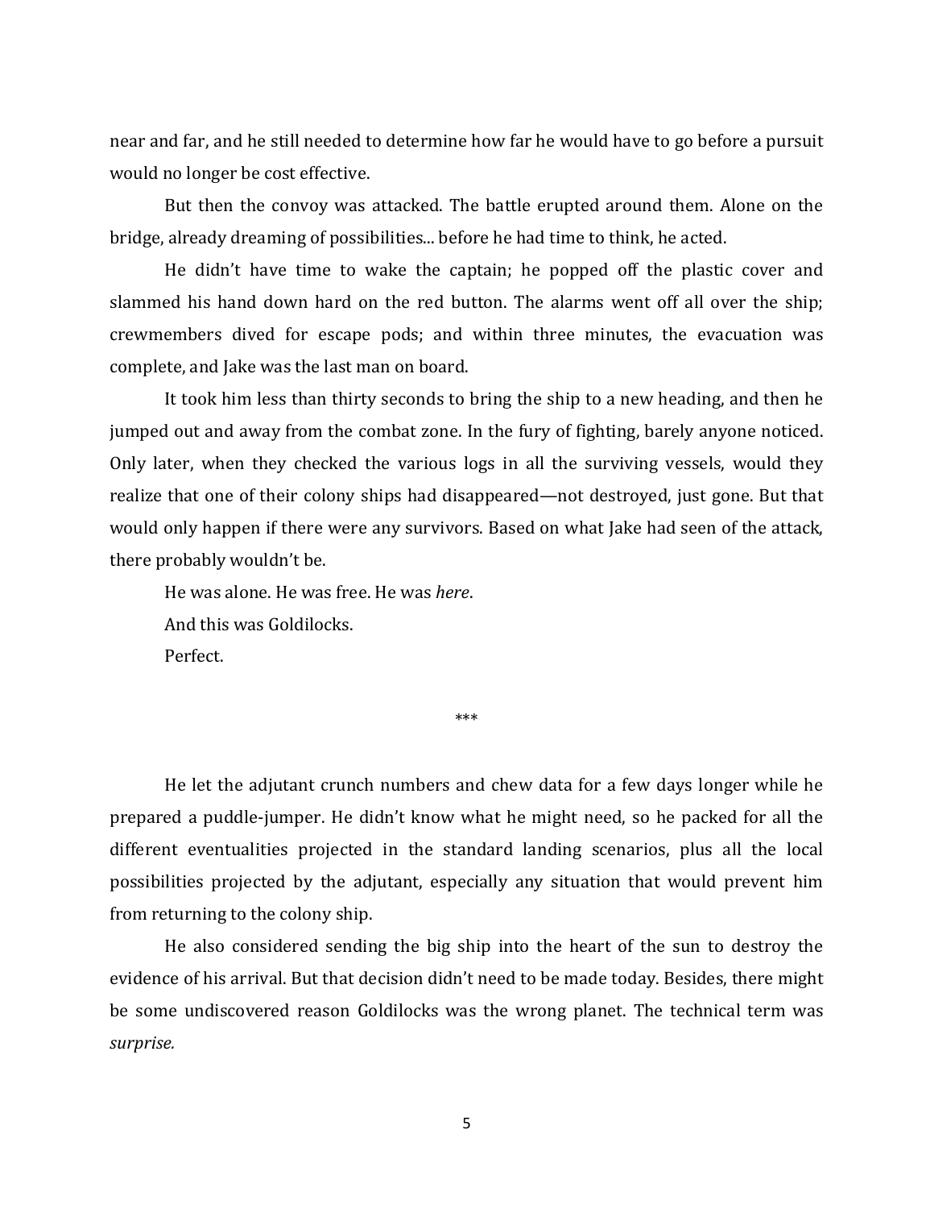near and far, and he still needed to determine how far he would have to go before a pursuit would no longer be cost effective.

But then the convoy was attacked. The battle erupted around them. Alone on the bridge, already dreaming of possibilities... before he had time to think, he acted.

He didn't have time to wake the captain; he popped off the plastic cover and slammed his hand down hard on the red button. The alarms went off all over the ship; crewmembers dived for escape pods; and within three minutes, the evacuation was complete, and Jake was the last man on board.

It took him less than thirty seconds to bring the ship to a new heading, and then he jumped out and away from the combat zone. In the fury of fighting, barely anyone noticed. Only later, when they checked the various logs in all the surviving vessels, would they realize that one of their colony ships had disappeared—not destroyed, just gone. But that would only happen if there were any survivors. Based on what Jake had seen of the attack, there probably wouldn't be.

He was alone. He was free. He was *here*.

And this was Goldilocks.

Perfect.

***

He let the adjutant crunch numbers and chew data for a few days longer while he prepared a puddle-jumper. He didn't know what he might need, so he packed for all the different eventualities projected in the standard landing scenarios, plus all the local possibilities projected by the adjutant, especially any situation that would prevent him from returning to the colony ship.

He also considered sending the big ship into the heart of the sun to destroy the evidence of his arrival. But that decision didn't need to be made today. Besides, there might be some undiscovered reason Goldilocks was the wrong planet. The technical term was *surprise.*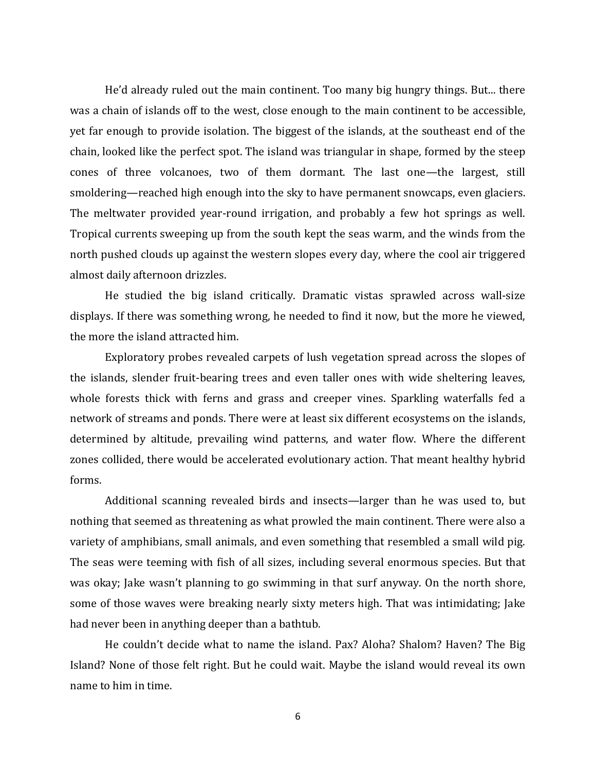He'd already ruled out the main continent. Too many big hungry things. But... there was a chain of islands off to the west, close enough to the main continent to be accessible, yet far enough to provide isolation. The biggest of the islands, at the southeast end of the chain, looked like the perfect spot. The island was triangular in shape, formed by the steep cones of three volcanoes, two of them dormant. The last one—the largest, still smoldering—reached high enough into the sky to have permanent snowcaps, even glaciers. The meltwater provided year-round irrigation, and probably a few hot springs as well. Tropical currents sweeping up from the south kept the seas warm, and the winds from the north pushed clouds up against the western slopes every day, where the cool air triggered almost daily afternoon drizzles.

He studied the big island critically. Dramatic vistas sprawled across wall-size displays. If there was something wrong, he needed to find it now, but the more he viewed, the more the island attracted him.

Exploratory probes revealed carpets of lush vegetation spread across the slopes of the islands, slender fruit-bearing trees and even taller ones with wide sheltering leaves, whole forests thick with ferns and grass and creeper vines. Sparkling waterfalls fed a network of streams and ponds. There were at least six different ecosystems on the islands, determined by altitude, prevailing wind patterns, and water flow. Where the different zones collided, there would be accelerated evolutionary action. That meant healthy hybrid forms.

Additional scanning revealed birds and insects—larger than he was used to, but nothing that seemed as threatening as what prowled the main continent. There were also a variety of amphibians, small animals, and even something that resembled a small wild pig. The seas were teeming with fish of all sizes, including several enormous species. But that was okay; Jake wasn't planning to go swimming in that surf anyway. On the north shore, some of those waves were breaking nearly sixty meters high. That was intimidating; Jake had never been in anything deeper than a bathtub.

He couldn't decide what to name the island. Pax? Aloha? Shalom? Haven? The Big Island? None of those felt right. But he could wait. Maybe the island would reveal its own name to him in time.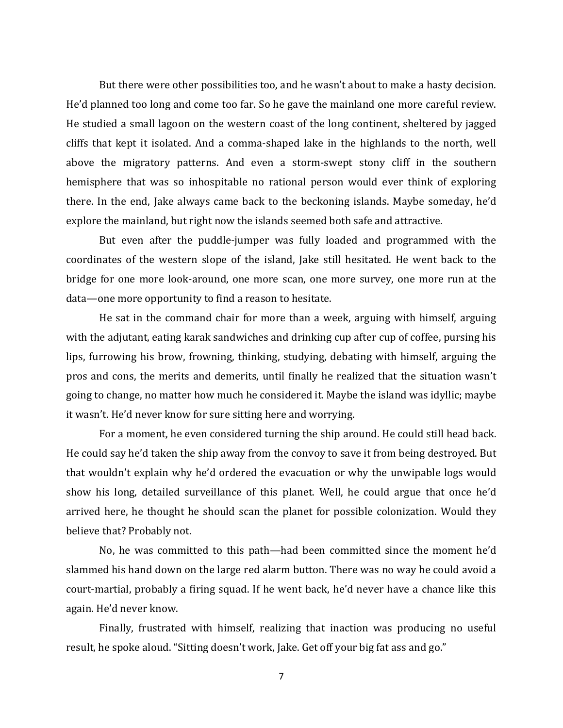But there were other possibilities too, and he wasn't about to make a hasty decision. He'd planned too long and come too far. So he gave the mainland one more careful review. He studied a small lagoon on the western coast of the long continent, sheltered by jagged cliffs that kept it isolated. And a comma-shaped lake in the highlands to the north, well above the migratory patterns. And even a storm-swept stony cliff in the southern hemisphere that was so inhospitable no rational person would ever think of exploring there. In the end, Jake always came back to the beckoning islands. Maybe someday, he'd explore the mainland, but right now the islands seemed both safe and attractive.

But even after the puddle-jumper was fully loaded and programmed with the coordinates of the western slope of the island, Jake still hesitated. He went back to the bridge for one more look-around, one more scan, one more survey, one more run at the data—one more opportunity to find a reason to hesitate.

He sat in the command chair for more than a week, arguing with himself, arguing with the adjutant, eating karak sandwiches and drinking cup after cup of coffee, pursing his lips, furrowing his brow, frowning, thinking, studying, debating with himself, arguing the pros and cons, the merits and demerits, until finally he realized that the situation wasn't going to change, no matter how much he considered it. Maybe the island was idyllic; maybe it wasn't. He'd never know for sure sitting here and worrying.

For a moment, he even considered turning the ship around. He could still head back. He could say he'd taken the ship away from the convoy to save it from being destroyed. But that wouldn't explain why he'd ordered the evacuation or why the unwipable logs would show his long, detailed surveillance of this planet. Well, he could argue that once he'd arrived here, he thought he should scan the planet for possible colonization. Would they believe that? Probably not.

No, he was committed to this path—had been committed since the moment he'd slammed his hand down on the large red alarm button. There was no way he could avoid a court-martial, probably a firing squad. If he went back, he'd never have a chance like this again. He'd never know.

Finally, frustrated with himself, realizing that inaction was producing no useful result, he spoke aloud. "Sitting doesn't work, Jake. Get off your big fat ass and go."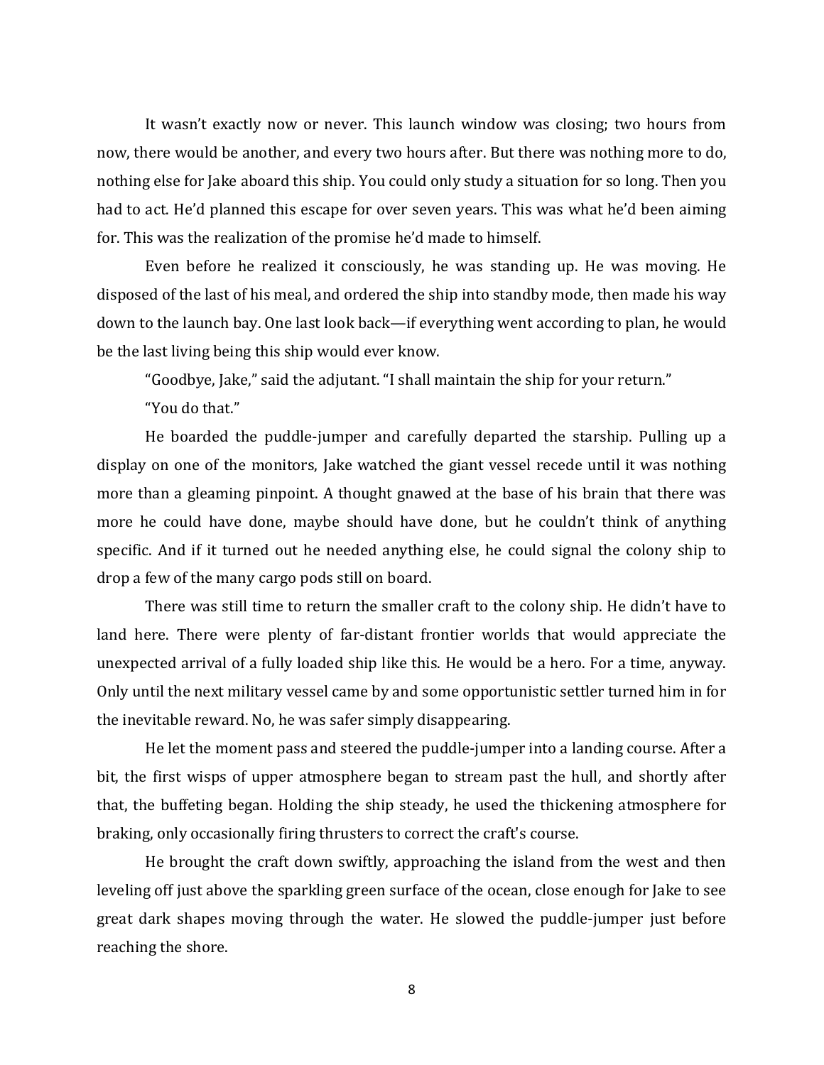It wasn't exactly now or never. This launch window was closing; two hours from now, there would be another, and every two hours after. But there was nothing more to do, nothing else for Jake aboard this ship. You could only study a situation for so long. Then you had to act. He'd planned this escape for over seven years. This was what he'd been aiming for. This was the realization of the promise he'd made to himself.

Even before he realized it consciously, he was standing up. He was moving. He disposed of the last of his meal, and ordered the ship into standby mode, then made his way down to the launch bay. One last look back—if everything went according to plan, he would be the last living being this ship would ever know.

"Goodbye, Jake," said the adjutant. "I shall maintain the ship for your return."

"You do that."

He boarded the puddle-jumper and carefully departed the starship. Pulling up a display on one of the monitors, Jake watched the giant vessel recede until it was nothing more than a gleaming pinpoint. A thought gnawed at the base of his brain that there was more he could have done, maybe should have done, but he couldn't think of anything specific. And if it turned out he needed anything else, he could signal the colony ship to drop a few of the many cargo pods still on board.

There was still time to return the smaller craft to the colony ship. He didn't have to land here. There were plenty of far-distant frontier worlds that would appreciate the unexpected arrival of a fully loaded ship like this. He would be a hero. For a time, anyway. Only until the next military vessel came by and some opportunistic settler turned him in for the inevitable reward. No, he was safer simply disappearing.

He let the moment pass and steered the puddle-jumper into a landing course. After a bit, the first wisps of upper atmosphere began to stream past the hull, and shortly after that, the buffeting began. Holding the ship steady, he used the thickening atmosphere for braking, only occasionally firing thrusters to correct the craft's course.

He brought the craft down swiftly, approaching the island from the west and then leveling off just above the sparkling green surface of the ocean, close enough for Jake to see great dark shapes moving through the water. He slowed the puddle-jumper just before reaching the shore.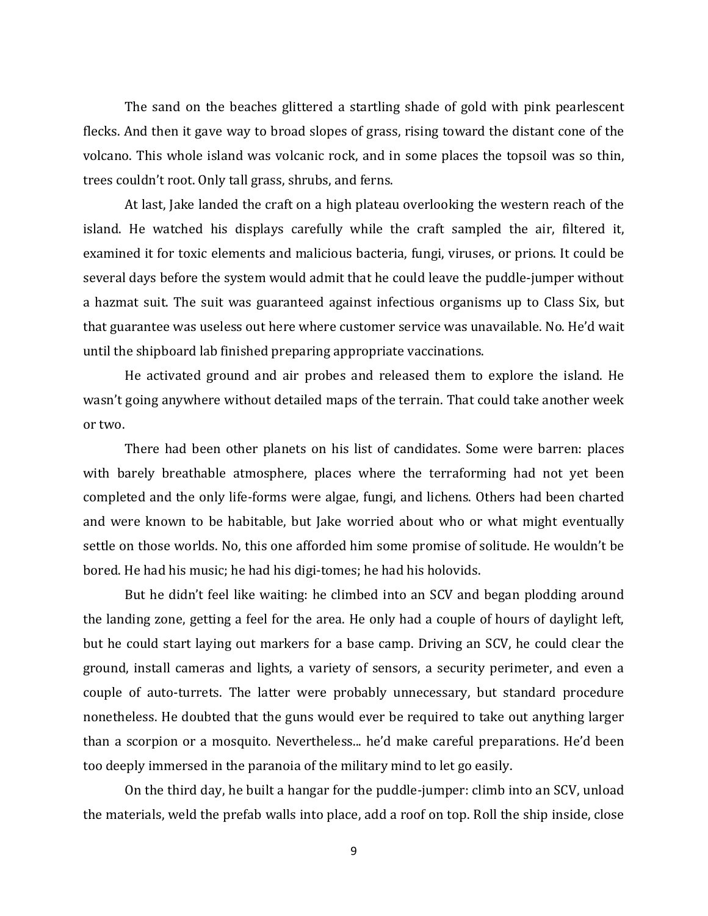The sand on the beaches glittered a startling shade of gold with pink pearlescent flecks. And then it gave way to broad slopes of grass, rising toward the distant cone of the volcano. This whole island was volcanic rock, and in some places the topsoil was so thin, trees couldn't root. Only tall grass, shrubs, and ferns.

At last, Jake landed the craft on a high plateau overlooking the western reach of the island. He watched his displays carefully while the craft sampled the air, filtered it, examined it for toxic elements and malicious bacteria, fungi, viruses, or prions. It could be several days before the system would admit that he could leave the puddle-jumper without a hazmat suit. The suit was guaranteed against infectious organisms up to Class Six, but that guarantee was useless out here where customer service was unavailable. No. He'd wait until the shipboard lab finished preparing appropriate vaccinations.

He activated ground and air probes and released them to explore the island. He wasn't going anywhere without detailed maps of the terrain. That could take another week or two.

There had been other planets on his list of candidates. Some were barren: places with barely breathable atmosphere, places where the terraforming had not yet been completed and the only life-forms were algae, fungi, and lichens. Others had been charted and were known to be habitable, but Jake worried about who or what might eventually settle on those worlds. No, this one afforded him some promise of solitude. He wouldn't be bored. He had his music; he had his digi-tomes; he had his holovids.

But he didn't feel like waiting: he climbed into an SCV and began plodding around the landing zone, getting a feel for the area. He only had a couple of hours of daylight left, but he could start laying out markers for a base camp. Driving an SCV, he could clear the ground, install cameras and lights, a variety of sensors, a security perimeter, and even a couple of auto-turrets. The latter were probably unnecessary, but standard procedure nonetheless. He doubted that the guns would ever be required to take out anything larger than a scorpion or a mosquito. Nevertheless... he'd make careful preparations. He'd been too deeply immersed in the paranoia of the military mind to let go easily.

On the third day, he built a hangar for the puddle-jumper: climb into an SCV, unload the materials, weld the prefab walls into place, add a roof on top. Roll the ship inside, close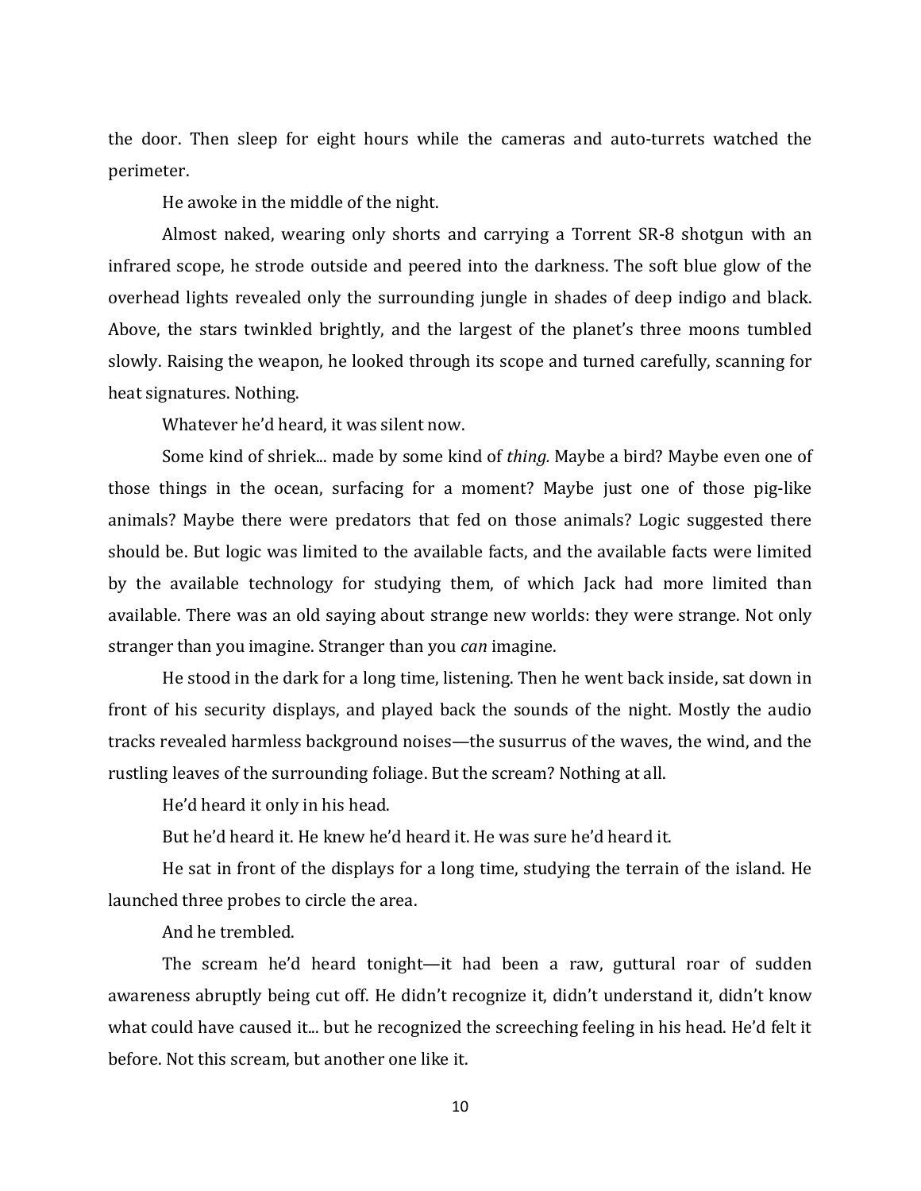the door. Then sleep for eight hours while the cameras and auto-turrets watched the perimeter.

He awoke in the middle of the night.

Almost naked, wearing only shorts and carrying a Torrent SR-8 shotgun with an infrared scope, he strode outside and peered into the darkness. The soft blue glow of the overhead lights revealed only the surrounding jungle in shades of deep indigo and black. Above, the stars twinkled brightly, and the largest of the planet's three moons tumbled slowly. Raising the weapon, he looked through its scope and turned carefully, scanning for heat signatures. Nothing.

Whatever he'd heard, it was silent now.

Some kind of shriek... made by some kind of *thing.* Maybe a bird? Maybe even one of those things in the ocean, surfacing for a moment? Maybe just one of those pig-like animals? Maybe there were predators that fed on those animals? Logic suggested there should be. But logic was limited to the available facts, and the available facts were limited by the available technology for studying them, of which Jack had more limited than available. There was an old saying about strange new worlds: they were strange. Not only stranger than you imagine. Stranger than you *can* imagine.

He stood in the dark for a long time, listening. Then he went back inside, sat down in front of his security displays, and played back the sounds of the night. Mostly the audio tracks revealed harmless background noises—the susurrus of the waves, the wind, and the rustling leaves of the surrounding foliage. But the scream? Nothing at all.

He'd heard it only in his head.

But he'd heard it. He knew he'd heard it. He was sure he'd heard it.

He sat in front of the displays for a long time, studying the terrain of the island. He launched three probes to circle the area.

And he trembled.

The scream he'd heard tonight—it had been a raw, guttural roar of sudden awareness abruptly being cut off. He didn't recognize it, didn't understand it, didn't know what could have caused it... but he recognized the screeching feeling in his head. He'd felt it before. Not this scream, but another one like it.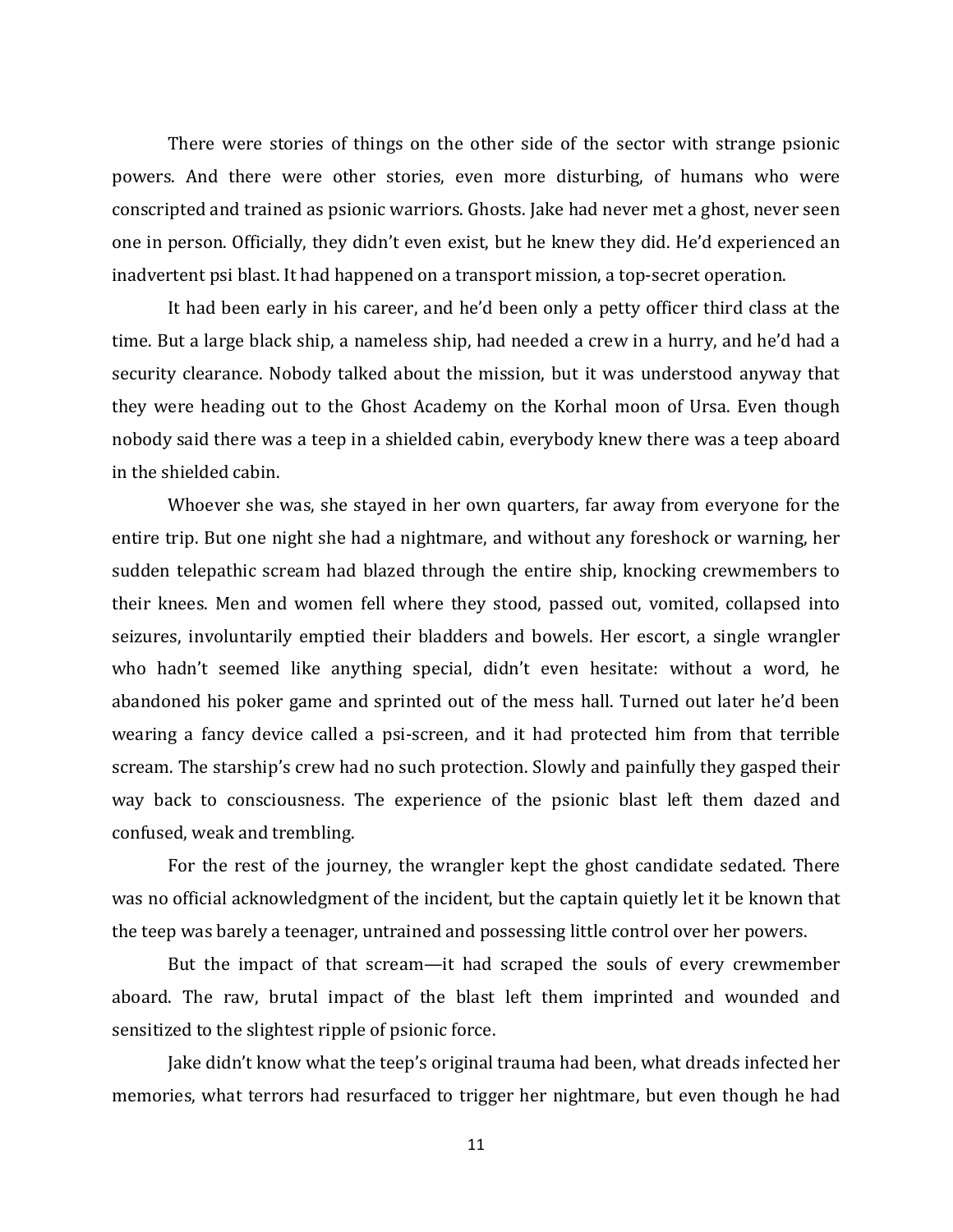There were stories of things on the other side of the sector with strange psionic powers. And there were other stories, even more disturbing, of humans who were conscripted and trained as psionic warriors. Ghosts. Jake had never met a ghost, never seen one in person. Officially, they didn't even exist, but he knew they did. He'd experienced an inadvertent psi blast. It had happened on a transport mission, a top-secret operation.

It had been early in his career, and he'd been only a petty officer third class at the time. But a large black ship, a nameless ship, had needed a crew in a hurry, and he'd had a security clearance. Nobody talked about the mission, but it was understood anyway that they were heading out to the Ghost Academy on the Korhal moon of Ursa. Even though nobody said there was a teep in a shielded cabin, everybody knew there was a teep aboard in the shielded cabin.

Whoever she was, she stayed in her own quarters, far away from everyone for the entire trip. But one night she had a nightmare, and without any foreshock or warning, her sudden telepathic scream had blazed through the entire ship, knocking crewmembers to their knees. Men and women fell where they stood, passed out, vomited, collapsed into seizures, involuntarily emptied their bladders and bowels. Her escort, a single wrangler who hadn't seemed like anything special, didn't even hesitate: without a word, he abandoned his poker game and sprinted out of the mess hall. Turned out later he'd been wearing a fancy device called a psi-screen, and it had protected him from that terrible scream. The starship's crew had no such protection. Slowly and painfully they gasped their way back to consciousness. The experience of the psionic blast left them dazed and confused, weak and trembling.

For the rest of the journey, the wrangler kept the ghost candidate sedated. There was no official acknowledgment of the incident, but the captain quietly let it be known that the teep was barely a teenager, untrained and possessing little control over her powers.

But the impact of that scream—it had scraped the souls of every crewmember aboard. The raw, brutal impact of the blast left them imprinted and wounded and sensitized to the slightest ripple of psionic force.

Jake didn't know what the teep's original trauma had been, what dreads infected her memories, what terrors had resurfaced to trigger her nightmare, but even though he had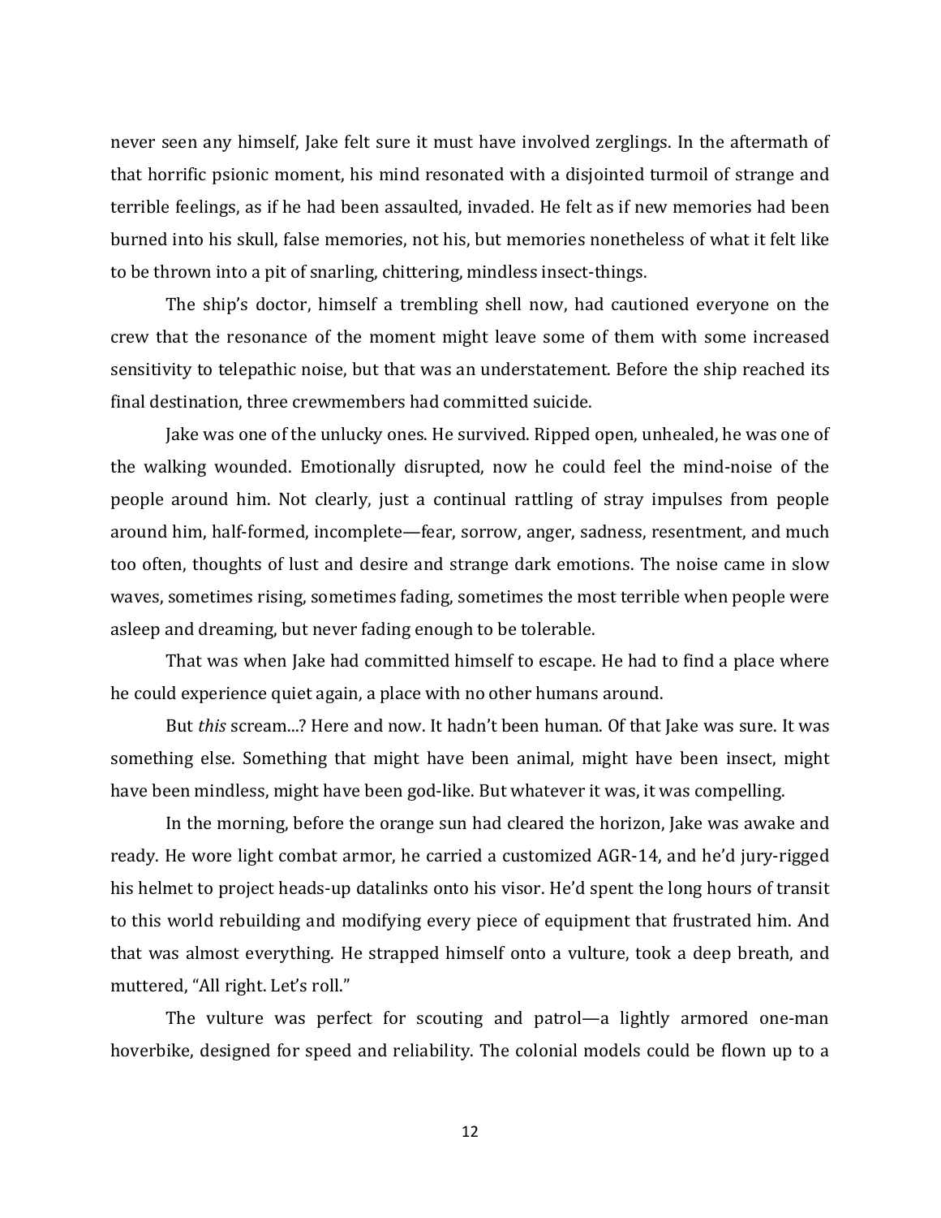never seen any himself, Jake felt sure it must have involved zerglings. In the aftermath of that horrific psionic moment, his mind resonated with a disjointed turmoil of strange and terrible feelings, as if he had been assaulted, invaded. He felt as if new memories had been burned into his skull, false memories, not his, but memories nonetheless of what it felt like to be thrown into a pit of snarling, chittering, mindless insect-things.

The ship's doctor, himself a trembling shell now, had cautioned everyone on the crew that the resonance of the moment might leave some of them with some increased sensitivity to telepathic noise, but that was an understatement. Before the ship reached its final destination, three crewmembers had committed suicide.

Jake was one of the unlucky ones. He survived. Ripped open, unhealed, he was one of the walking wounded. Emotionally disrupted, now he could feel the mind-noise of the people around him. Not clearly, just a continual rattling of stray impulses from people around him, half-formed, incomplete—fear, sorrow, anger, sadness, resentment, and much too often, thoughts of lust and desire and strange dark emotions. The noise came in slow waves, sometimes rising, sometimes fading, sometimes the most terrible when people were asleep and dreaming, but never fading enough to be tolerable.

That was when Jake had committed himself to escape. He had to find a place where he could experience quiet again, a place with no other humans around.

But *this* scream...? Here and now. It hadn't been human. Of that Jake was sure. It was something else. Something that might have been animal, might have been insect, might have been mindless, might have been god-like. But whatever it was, it was compelling.

In the morning, before the orange sun had cleared the horizon, Jake was awake and ready. He wore light combat armor, he carried a customized AGR-14, and he'd jury-rigged his helmet to project heads-up datalinks onto his visor. He'd spent the long hours of transit to this world rebuilding and modifying every piece of equipment that frustrated him. And that was almost everything. He strapped himself onto a vulture, took a deep breath, and muttered, "All right. Let's roll."

The vulture was perfect for scouting and patrol—a lightly armored one-man hoverbike, designed for speed and reliability. The colonial models could be flown up to a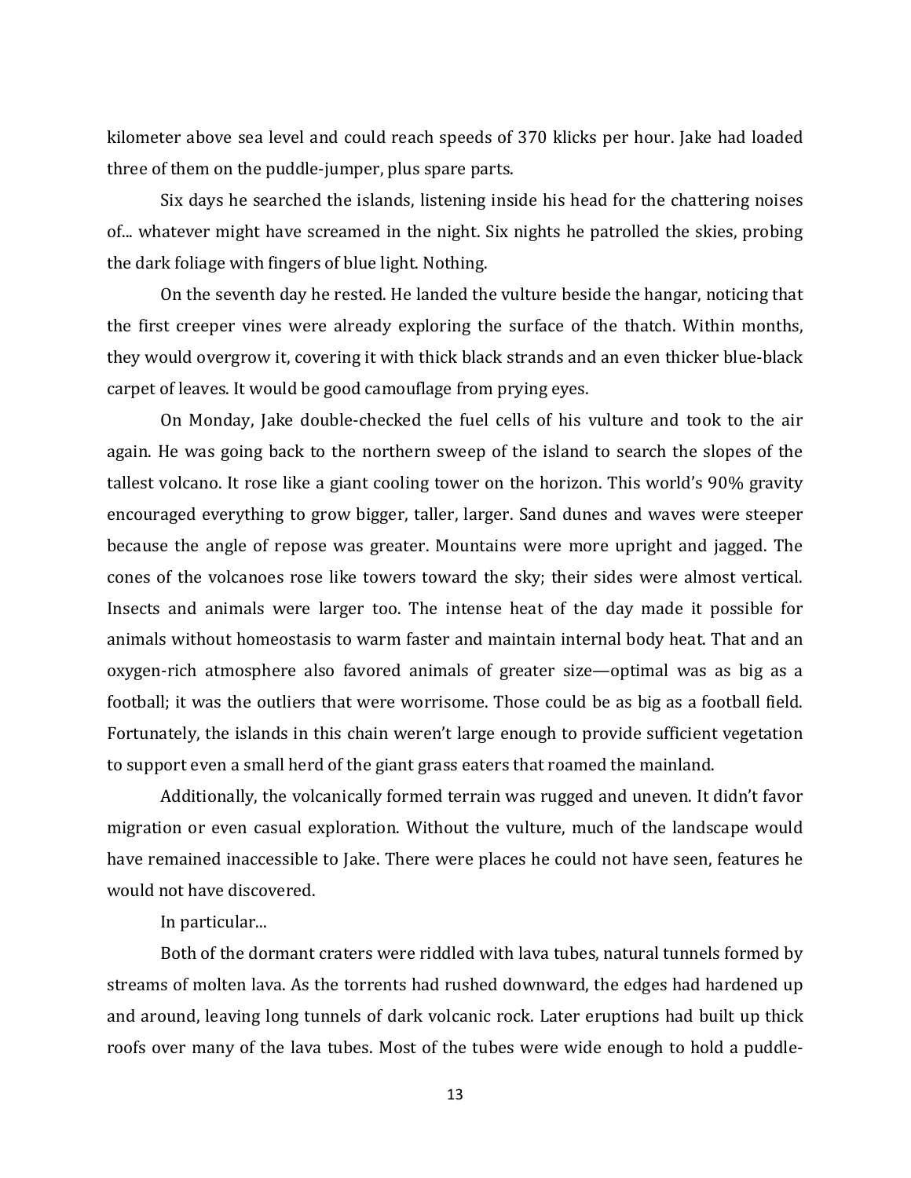kilometer above sea level and could reach speeds of 370 klicks per hour. Jake had loaded three of them on the puddle-jumper, plus spare parts.

Six days he searched the islands, listening inside his head for the chattering noises of... whatever might have screamed in the night. Six nights he patrolled the skies, probing the dark foliage with fingers of blue light. Nothing.

On the seventh day he rested. He landed the vulture beside the hangar, noticing that the first creeper vines were already exploring the surface of the thatch. Within months, they would overgrow it, covering it with thick black strands and an even thicker blue-black carpet of leaves. It would be good camouflage from prying eyes.

On Monday, Jake double-checked the fuel cells of his vulture and took to the air again. He was going back to the northern sweep of the island to search the slopes of the tallest volcano. It rose like a giant cooling tower on the horizon. This world's 90% gravity encouraged everything to grow bigger, taller, larger. Sand dunes and waves were steeper because the angle of repose was greater. Mountains were more upright and jagged. The cones of the volcanoes rose like towers toward the sky; their sides were almost vertical. Insects and animals were larger too. The intense heat of the day made it possible for animals without homeostasis to warm faster and maintain internal body heat. That and an oxygen-rich atmosphere also favored animals of greater size—optimal was as big as a football; it was the outliers that were worrisome. Those could be as big as a football field. Fortunately, the islands in this chain weren't large enough to provide sufficient vegetation to support even a small herd of the giant grass eaters that roamed the mainland.

Additionally, the volcanically formed terrain was rugged and uneven. It didn't favor migration or even casual exploration. Without the vulture, much of the landscape would have remained inaccessible to Jake. There were places he could not have seen, features he would not have discovered.

In particular...

Both of the dormant craters were riddled with lava tubes, natural tunnels formed by streams of molten lava. As the torrents had rushed downward, the edges had hardened up and around, leaving long tunnels of dark volcanic rock. Later eruptions had built up thick roofs over many of the lava tubes. Most of the tubes were wide enough to hold a puddle-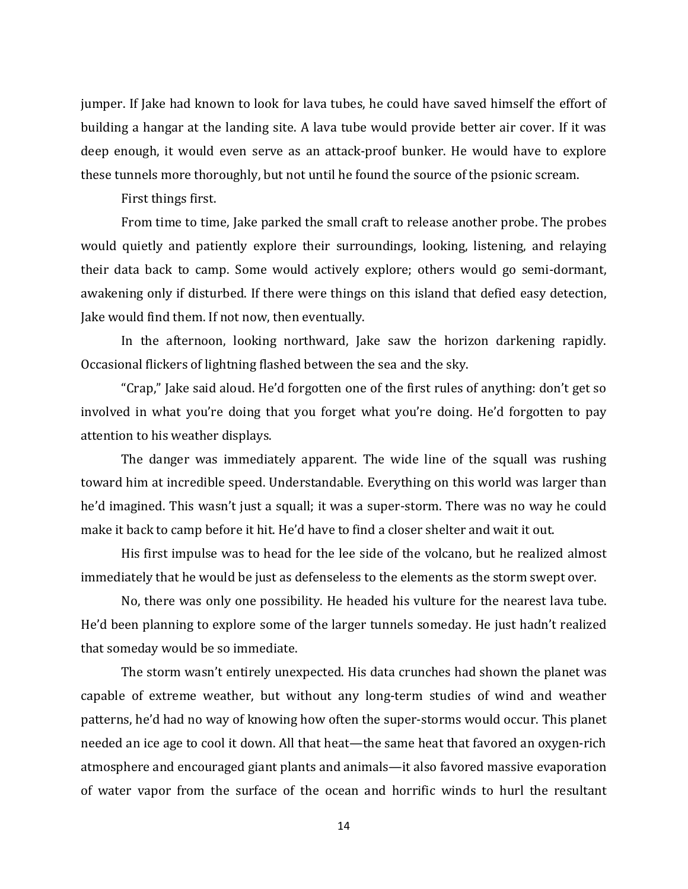jumper. If Jake had known to look for lava tubes, he could have saved himself the effort of building a hangar at the landing site. A lava tube would provide better air cover. If it was deep enough, it would even serve as an attack-proof bunker. He would have to explore these tunnels more thoroughly, but not until he found the source of the psionic scream.

First things first.

From time to time, Jake parked the small craft to release another probe. The probes would quietly and patiently explore their surroundings, looking, listening, and relaying their data back to camp. Some would actively explore; others would go semi-dormant, awakening only if disturbed. If there were things on this island that defied easy detection, Jake would find them. If not now, then eventually.

In the afternoon, looking northward, Jake saw the horizon darkening rapidly. Occasional flickers of lightning flashed between the sea and the sky.

"Crap," Jake said aloud. He'd forgotten one of the first rules of anything: don't get so involved in what you're doing that you forget what you're doing. He'd forgotten to pay attention to his weather displays.

The danger was immediately apparent. The wide line of the squall was rushing toward him at incredible speed. Understandable. Everything on this world was larger than he'd imagined. This wasn't just a squall; it was a super-storm. There was no way he could make it back to camp before it hit. He'd have to find a closer shelter and wait it out.

His first impulse was to head for the lee side of the volcano, but he realized almost immediately that he would be just as defenseless to the elements as the storm swept over.

No, there was only one possibility. He headed his vulture for the nearest lava tube. He'd been planning to explore some of the larger tunnels someday. He just hadn't realized that someday would be so immediate.

The storm wasn't entirely unexpected. His data crunches had shown the planet was capable of extreme weather, but without any long-term studies of wind and weather patterns, he'd had no way of knowing how often the super-storms would occur. This planet needed an ice age to cool it down. All that heat—the same heat that favored an oxygen-rich atmosphere and encouraged giant plants and animals—it also favored massive evaporation of water vapor from the surface of the ocean and horrific winds to hurl the resultant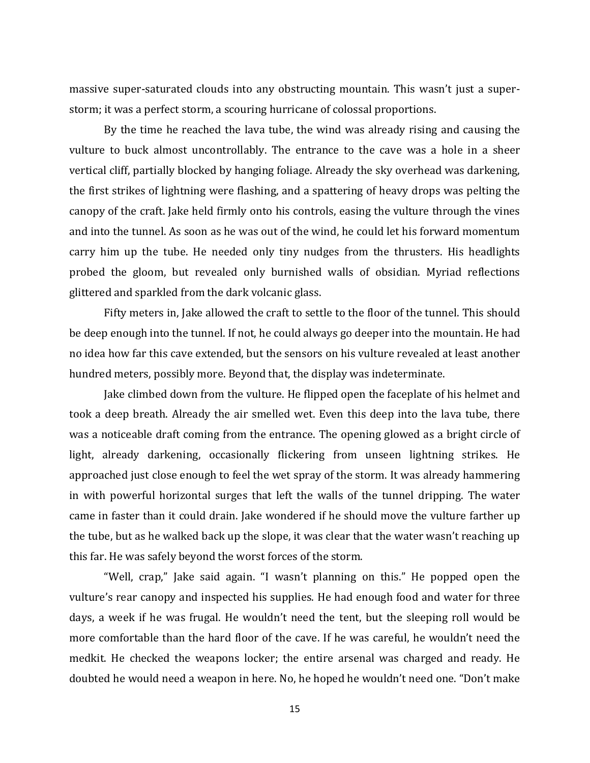massive super-saturated clouds into any obstructing mountain. This wasn't just a super-storm; it was a perfect storm, a scouring hurricane of colossal proportions.

By the time he reached the lava tube, the wind was already rising and causing the vulture to buck almost uncontrollably. The entrance to the cave was a hole in a sheer vertical cliff, partially blocked by hanging foliage. Already the sky overhead was darkening, the first strikes of lightning were flashing, and a spattering of heavy drops was pelting the canopy of the craft. Jake held firmly onto his controls, easing the vulture through the vines and into the tunnel. As soon as he was out of the wind, he could let his forward momentum carry him up the tube. He needed only tiny nudges from the thrusters. His headlights probed the gloom, but revealed only burnished walls of obsidian. Myriad reflections glittered and sparkled from the dark volcanic glass.

Fifty meters in, Jake allowed the craft to settle to the floor of the tunnel. This should be deep enough into the tunnel. If not, he could always go deeper into the mountain. He had no idea how far this cave extended, but the sensors on his vulture revealed at least another hundred meters, possibly more. Beyond that, the display was indeterminate.

Jake climbed down from the vulture. He flipped open the faceplate of his helmet and took a deep breath. Already the air smelled wet. Even this deep into the lava tube, there was a noticeable draft coming from the entrance. The opening glowed as a bright circle of light, already darkening, occasionally flickering from unseen lightning strikes. He approached just close enough to feel the wet spray of the storm. It was already hammering in with powerful horizontal surges that left the walls of the tunnel dripping. The water came in faster than it could drain. Jake wondered if he should move the vulture farther up the tube, but as he walked back up the slope, it was clear that the water wasn't reaching up this far. He was safely beyond the worst forces of the storm.

"Well, crap," Jake said again. "I wasn't planning on this." He popped open the vulture's rear canopy and inspected his supplies. He had enough food and water for three days, a week if he was frugal. He wouldn't need the tent, but the sleeping roll would be more comfortable than the hard floor of the cave. If he was careful, he wouldn't need the medkit. He checked the weapons locker; the entire arsenal was charged and ready. He doubted he would need a weapon in here. No, he hoped he wouldn't need one. "Don't make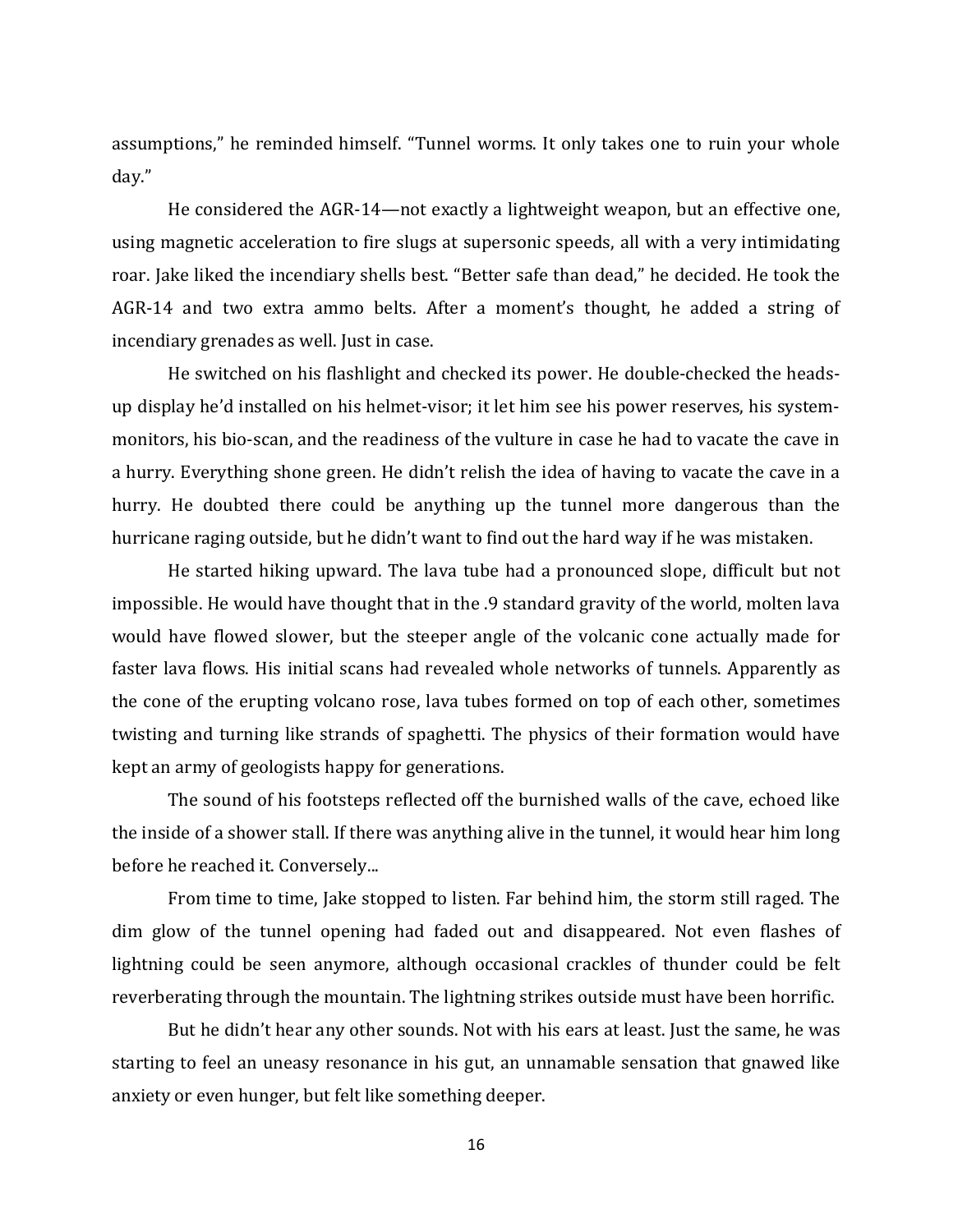assumptions," he reminded himself. "Tunnel worms. It only takes one to ruin your whole day."

He considered the AGR-14—not exactly a lightweight weapon, but an effective one, using magnetic acceleration to fire slugs at supersonic speeds, all with a very intimidating roar. Jake liked the incendiary shells best. "Better safe than dead," he decided. He took the AGR-14 and two extra ammo belts. After a moment's thought, he added a string of incendiary grenades as well. Just in case.

He switched on his flashlight and checked its power. He double-checked the heads-up display he'd installed on his helmet-visor; it let him see his power reserves, his system-monitors, his bio-scan, and the readiness of the vulture in case he had to vacate the cave in a hurry. Everything shone green. He didn't relish the idea of having to vacate the cave in a hurry. He doubted there could be anything up the tunnel more dangerous than the hurricane raging outside, but he didn't want to find out the hard way if he was mistaken.

He started hiking upward. The lava tube had a pronounced slope, difficult but not impossible. He would have thought that in the .9 standard gravity of the world, molten lava would have flowed slower, but the steeper angle of the volcanic cone actually made for faster lava flows. His initial scans had revealed whole networks of tunnels. Apparently as the cone of the erupting volcano rose, lava tubes formed on top of each other, sometimes twisting and turning like strands of spaghetti. The physics of their formation would have kept an army of geologists happy for generations.

The sound of his footsteps reflected off the burnished walls of the cave, echoed like the inside of a shower stall. If there was anything alive in the tunnel, it would hear him long before he reached it. Conversely...

From time to time, Jake stopped to listen. Far behind him, the storm still raged. The dim glow of the tunnel opening had faded out and disappeared. Not even flashes of lightning could be seen anymore, although occasional crackles of thunder could be felt reverberating through the mountain. The lightning strikes outside must have been horrific.

But he didn't hear any other sounds. Not with his ears at least. Just the same, he was starting to feel an uneasy resonance in his gut, an unnamable sensation that gnawed like anxiety or even hunger, but felt like something deeper.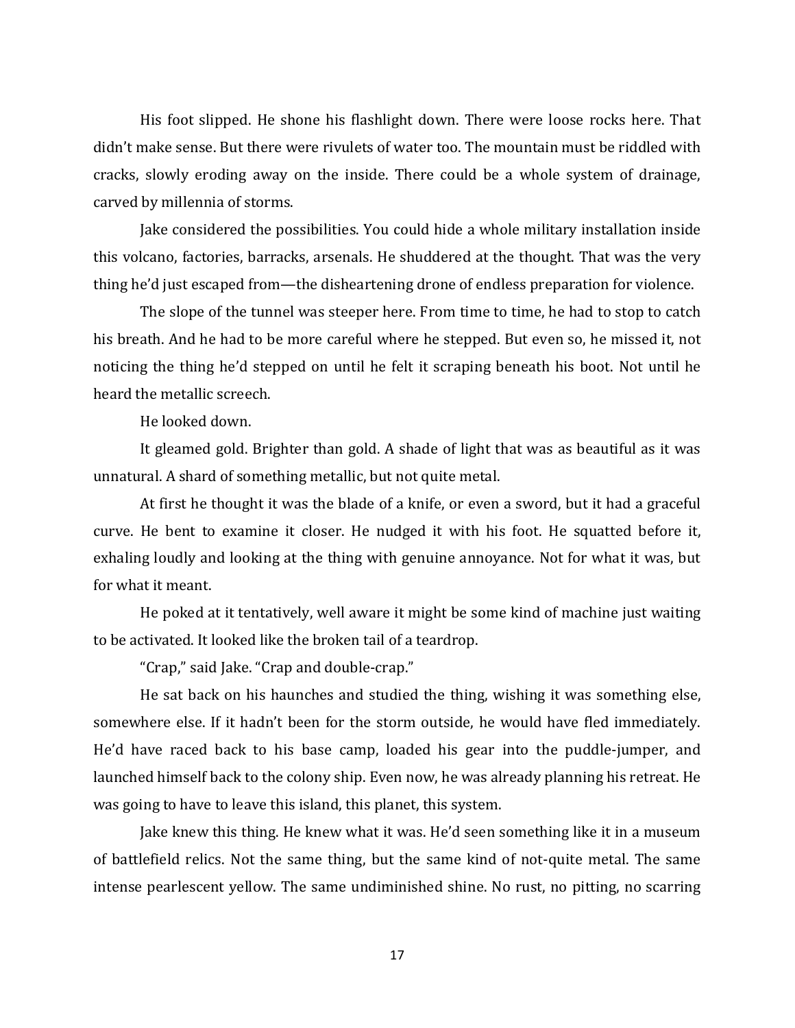His foot slipped. He shone his flashlight down. There were loose rocks here. That didn't make sense. But there were rivulets of water too. The mountain must be riddled with cracks, slowly eroding away on the inside. There could be a whole system of drainage, carved by millennia of storms.

Jake considered the possibilities. You could hide a whole military installation inside this volcano, factories, barracks, arsenals. He shuddered at the thought. That was the very thing he'd just escaped from—the disheartening drone of endless preparation for violence.

The slope of the tunnel was steeper here. From time to time, he had to stop to catch his breath. And he had to be more careful where he stepped. But even so, he missed it, not noticing the thing he'd stepped on until he felt it scraping beneath his boot. Not until he heard the metallic screech.

He looked down.

It gleamed gold. Brighter than gold. A shade of light that was as beautiful as it was unnatural. A shard of something metallic, but not quite metal.

At first he thought it was the blade of a knife, or even a sword, but it had a graceful curve. He bent to examine it closer. He nudged it with his foot. He squatted before it, exhaling loudly and looking at the thing with genuine annoyance. Not for what it was, but for what it meant.

He poked at it tentatively, well aware it might be some kind of machine just waiting to be activated. It looked like the broken tail of a teardrop.

"Crap," said Jake. "Crap and double-crap."

He sat back on his haunches and studied the thing, wishing it was something else, somewhere else. If it hadn't been for the storm outside, he would have fled immediately. He'd have raced back to his base camp, loaded his gear into the puddle-jumper, and launched himself back to the colony ship. Even now, he was already planning his retreat. He was going to have to leave this island, this planet, this system.

Jake knew this thing. He knew what it was. He'd seen something like it in a museum of battlefield relics. Not the same thing, but the same kind of not-quite metal. The same intense pearlescent yellow. The same undiminished shine. No rust, no pitting, no scarring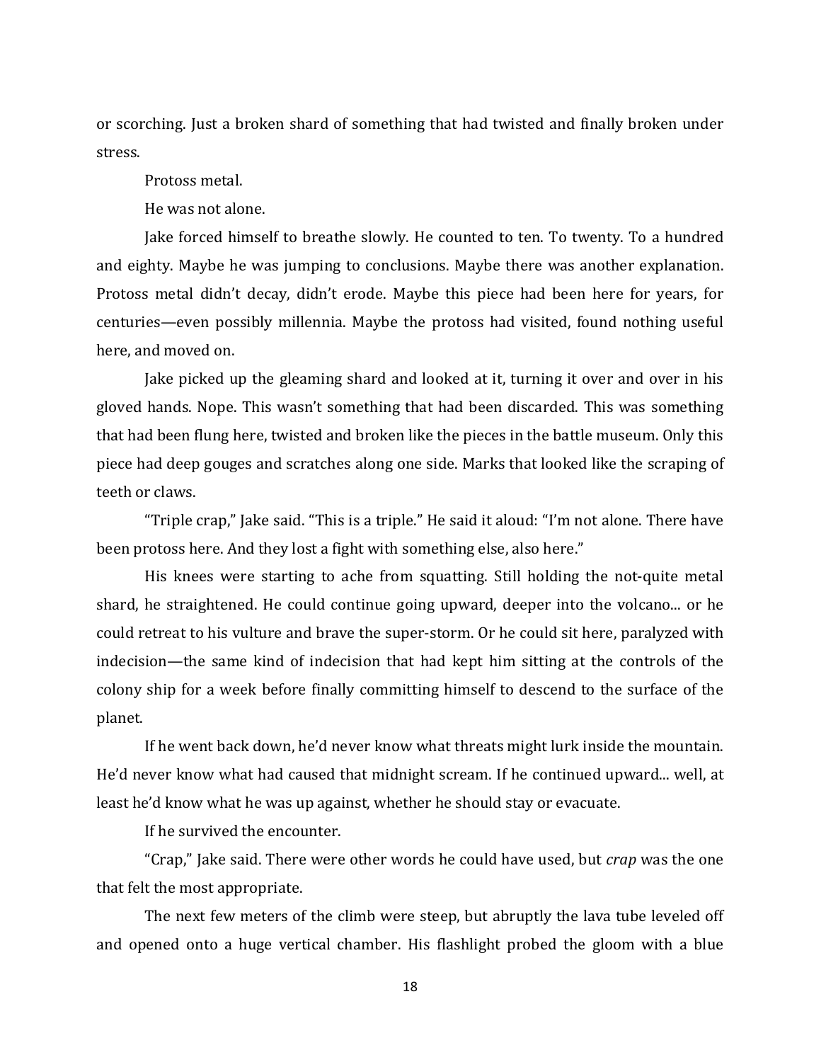or scorching. Just a broken shard of something that had twisted and finally broken under stress.

Protoss metal.

He was not alone.

Jake forced himself to breathe slowly. He counted to ten. To twenty. To a hundred and eighty. Maybe he was jumping to conclusions. Maybe there was another explanation. Protoss metal didn't decay, didn't erode. Maybe this piece had been here for years, for centuries—even possibly millennia. Maybe the protoss had visited, found nothing useful here, and moved on.

Jake picked up the gleaming shard and looked at it, turning it over and over in his gloved hands. Nope. This wasn't something that had been discarded. This was something that had been flung here, twisted and broken like the pieces in the battle museum. Only this piece had deep gouges and scratches along one side. Marks that looked like the scraping of teeth or claws.

"Triple crap," Jake said. "This is a triple." He said it aloud: "I'm not alone. There have been protoss here. And they lost a fight with something else, also here."

His knees were starting to ache from squatting. Still holding the not-quite metal shard, he straightened. He could continue going upward, deeper into the volcano... or he could retreat to his vulture and brave the super-storm. Or he could sit here, paralyzed with indecision—the same kind of indecision that had kept him sitting at the controls of the colony ship for a week before finally committing himself to descend to the surface of the planet.

If he went back down, he'd never know what threats might lurk inside the mountain. He'd never know what had caused that midnight scream. If he continued upward... well, at least he'd know what he was up against, whether he should stay or evacuate.

If he survived the encounter.

"Crap," Jake said. There were other words he could have used, but *crap* was the one that felt the most appropriate.

The next few meters of the climb were steep, but abruptly the lava tube leveled off and opened onto a huge vertical chamber. His flashlight probed the gloom with a blue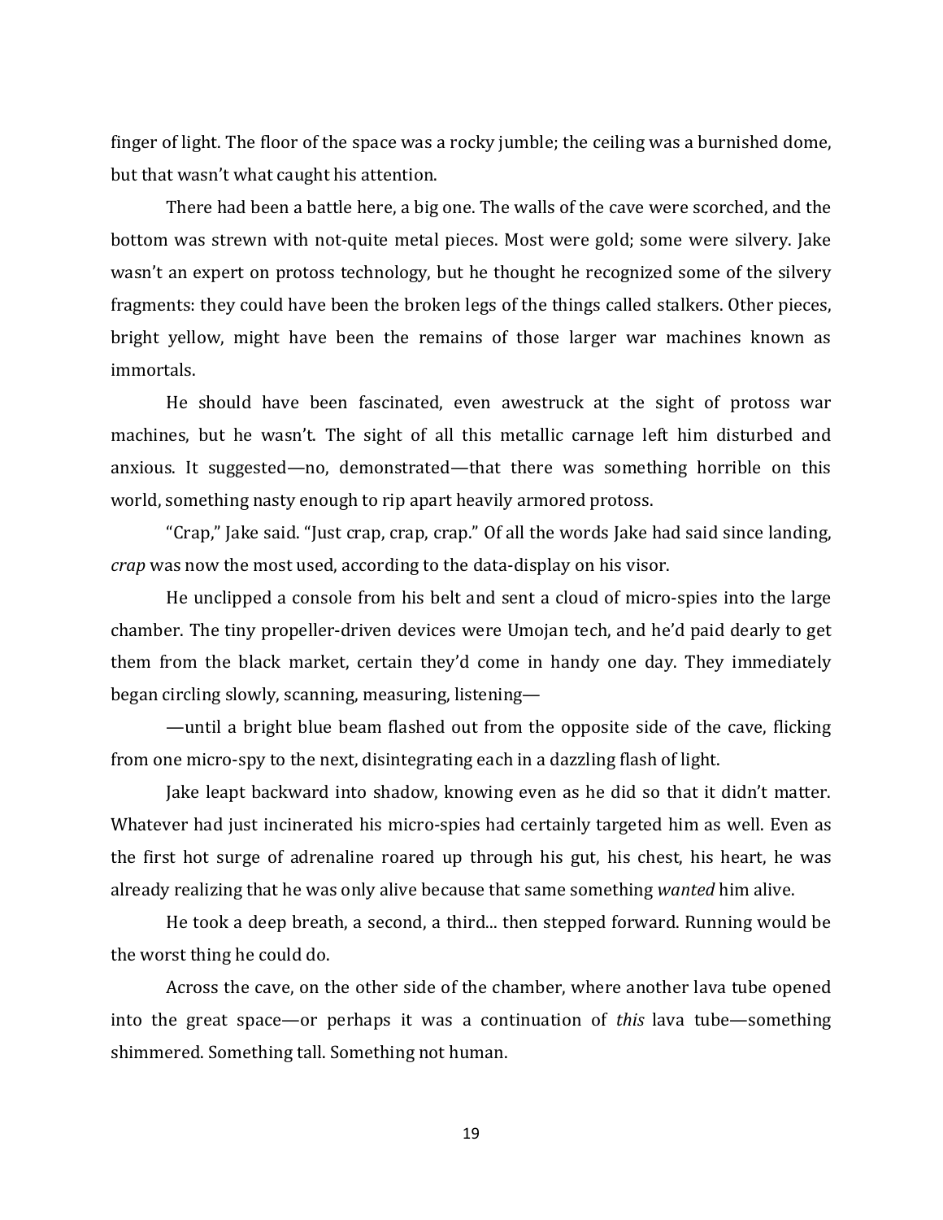finger of light. The floor of the space was a rocky jumble; the ceiling was a burnished dome, but that wasn't what caught his attention.

There had been a battle here, a big one. The walls of the cave were scorched, and the bottom was strewn with not-quite metal pieces. Most were gold; some were silvery. Jake wasn't an expert on protoss technology, but he thought he recognized some of the silvery fragments: they could have been the broken legs of the things called stalkers. Other pieces, bright yellow, might have been the remains of those larger war machines known as immortals.

He should have been fascinated, even awestruck at the sight of protoss war machines, but he wasn't. The sight of all this metallic carnage left him disturbed and anxious. It suggested—no, demonstrated—that there was something horrible on this world, something nasty enough to rip apart heavily armored protoss.

"Crap," Jake said. "Just crap, crap, crap." Of all the words Jake had said since landing, *crap* was now the most used, according to the data-display on his visor.

He unclipped a console from his belt and sent a cloud of micro-spies into the large chamber. The tiny propeller-driven devices were Umojan tech, and he'd paid dearly to get them from the black market, certain they'd come in handy one day. They immediately began circling slowly, scanning, measuring, listening—

—until a bright blue beam flashed out from the opposite side of the cave, flicking from one micro-spy to the next, disintegrating each in a dazzling flash of light.

Jake leapt backward into shadow, knowing even as he did so that it didn't matter. Whatever had just incinerated his micro-spies had certainly targeted him as well. Even as the first hot surge of adrenaline roared up through his gut, his chest, his heart, he was already realizing that he was only alive because that same something *wanted* him alive.

He took a deep breath, a second, a third... then stepped forward. Running would be the worst thing he could do.

Across the cave, on the other side of the chamber, where another lava tube opened into the great space—or perhaps it was a continuation of *this* lava tube—something shimmered. Something tall. Something not human.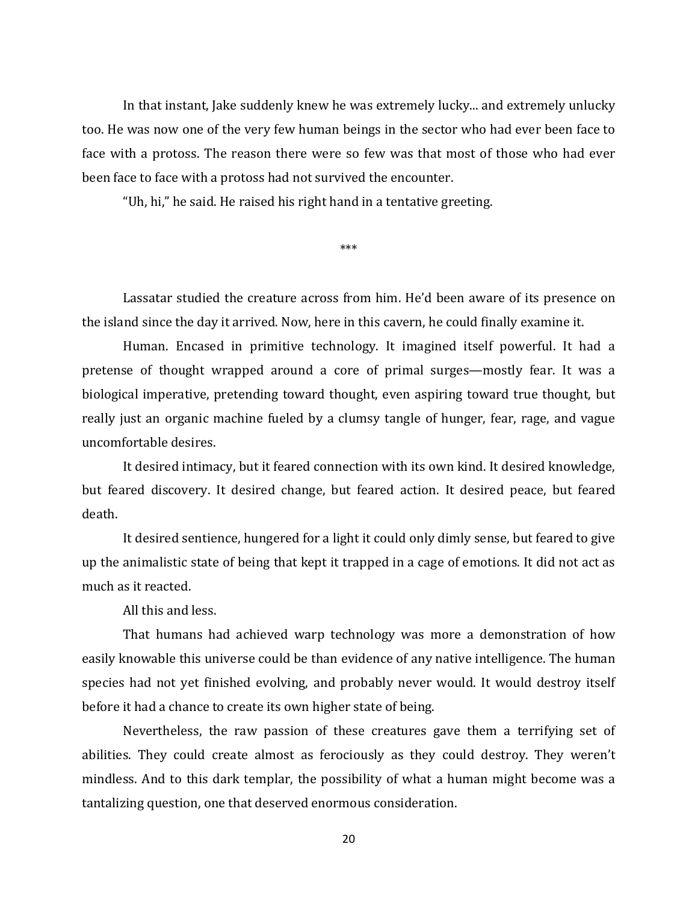In that instant, Jake suddenly knew he was extremely lucky... and extremely unlucky too. He was now one of the very few human beings in the sector who had ever been face to face with a protoss. The reason there were so few was that most of those who had ever been face to face with a protoss had not survived the encounter.

"Uh, hi," he said. He raised his right hand in a tentative greeting.

***

Lassatar studied the creature across from him. He'd been aware of its presence on the island since the day it arrived. Now, here in this cavern, he could finally examine it.

Human. Encased in primitive technology. It imagined itself powerful. It had a pretense of thought wrapped around a core of primal surges—mostly fear. It was a biological imperative, pretending toward thought, even aspiring toward true thought, but really just an organic machine fueled by a clumsy tangle of hunger, fear, rage, and vague uncomfortable desires.

It desired intimacy, but it feared connection with its own kind. It desired knowledge, but feared discovery. It desired change, but feared action. It desired peace, but feared death.

It desired sentience, hungered for a light it could only dimly sense, but feared to give up the animalistic state of being that kept it trapped in a cage of emotions. It did not act as much as it reacted.

All this and less.

That humans had achieved warp technology was more a demonstration of how easily knowable this universe could be than evidence of any native intelligence. The human species had not yet finished evolving, and probably never would. It would destroy itself before it had a chance to create its own higher state of being.

Nevertheless, the raw passion of these creatures gave them a terrifying set of abilities. They could create almost as ferociously as they could destroy. They weren't mindless. And to this dark templar, the possibility of what a human might become was a tantalizing question, one that deserved enormous consideration.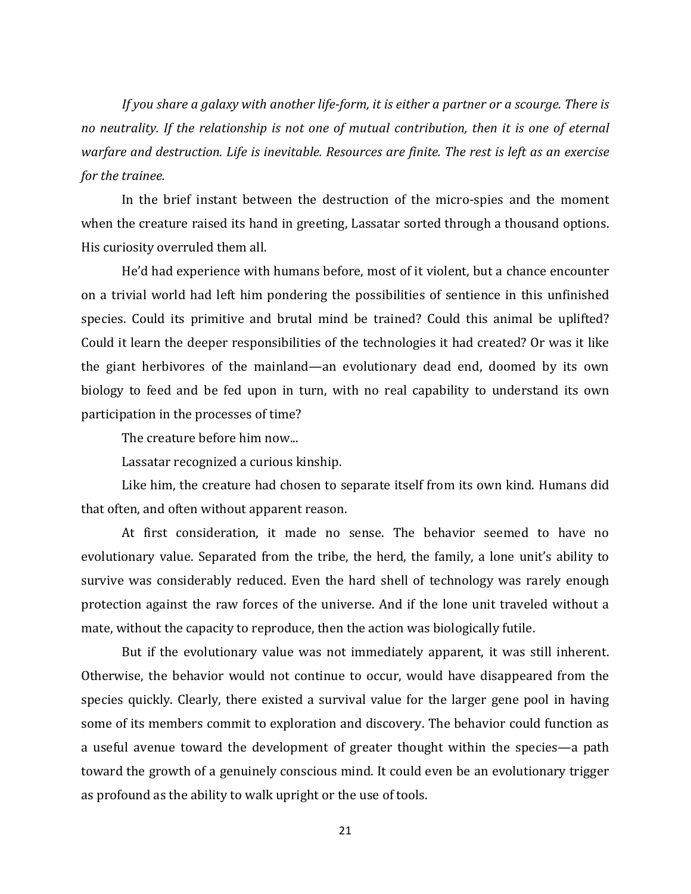*If you share a galaxy with another life-form, it is either a partner or a scourge. There is no neutrality. If the relationship is not one of mutual contribution, then it is one of eternal warfare and destruction. Life is inevitable. Resources are finite. The rest is left as an exercise for the trainee.*

In the brief instant between the destruction of the micro-spies and the moment when the creature raised its hand in greeting, Lassatar sorted through a thousand options. His curiosity overruled them all.

He'd had experience with humans before, most of it violent, but a chance encounter on a trivial world had left him pondering the possibilities of sentience in this unfinished species. Could its primitive and brutal mind be trained? Could this animal be uplifted? Could it learn the deeper responsibilities of the technologies it had created? Or was it like the giant herbivores of the mainland—an evolutionary dead end, doomed by its own biology to feed and be fed upon in turn, with no real capability to understand its own participation in the processes of time?

The creature before him now...

Lassatar recognized a curious kinship.

Like him, the creature had chosen to separate itself from its own kind. Humans did that often, and often without apparent reason.

At first consideration, it made no sense. The behavior seemed to have no evolutionary value. Separated from the tribe, the herd, the family, a lone unit's ability to survive was considerably reduced. Even the hard shell of technology was rarely enough protection against the raw forces of the universe. And if the lone unit traveled without a mate, without the capacity to reproduce, then the action was biologically futile.

But if the evolutionary value was not immediately apparent, it was still inherent. Otherwise, the behavior would not continue to occur, would have disappeared from the species quickly. Clearly, there existed a survival value for the larger gene pool in having some of its members commit to exploration and discovery. The behavior could function as a useful avenue toward the development of greater thought within the species—a path toward the growth of a genuinely conscious mind. It could even be an evolutionary trigger as profound as the ability to walk upright or the use of tools.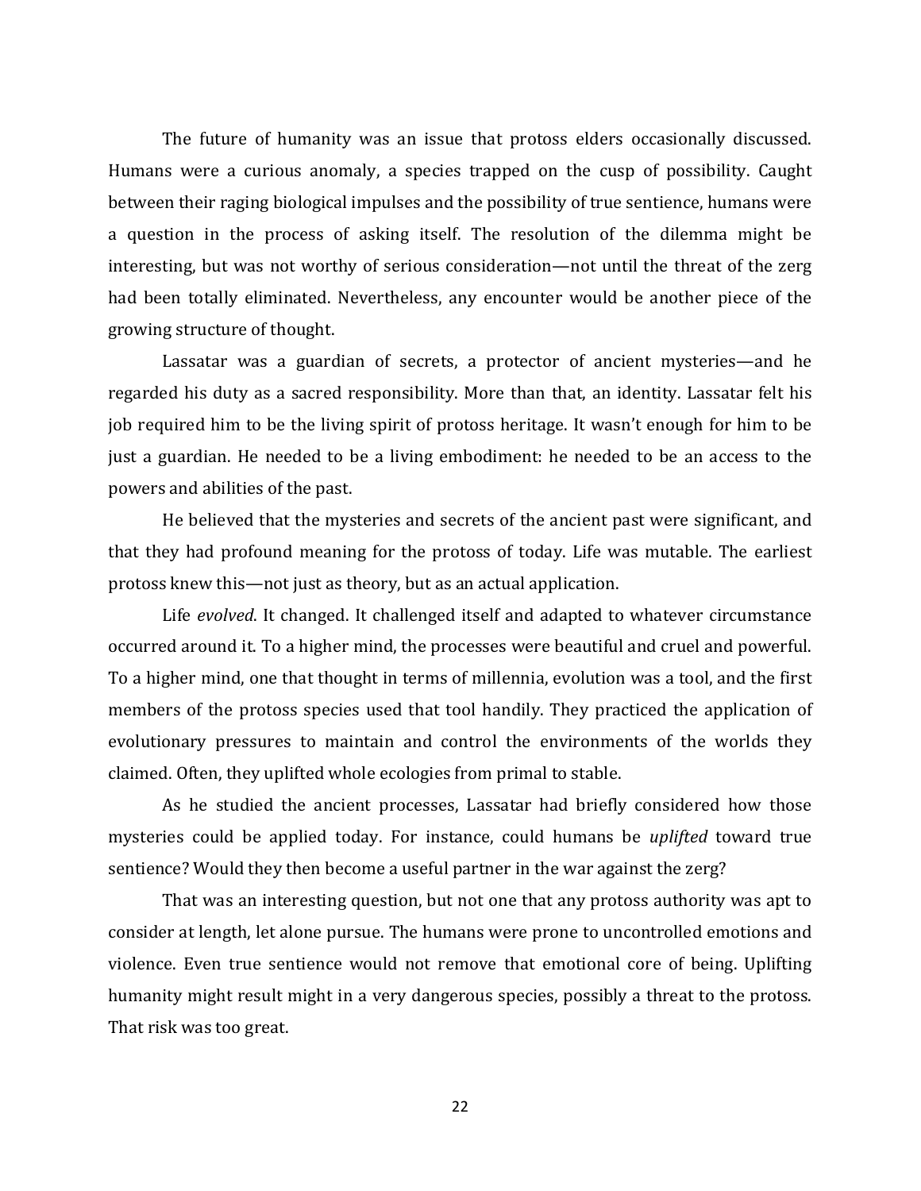The future of humanity was an issue that protoss elders occasionally discussed. Humans were a curious anomaly, a species trapped on the cusp of possibility. Caught between their raging biological impulses and the possibility of true sentience, humans were a question in the process of asking itself. The resolution of the dilemma might be interesting, but was not worthy of serious consideration—not until the threat of the zerg had been totally eliminated. Nevertheless, any encounter would be another piece of the growing structure of thought.

Lassatar was a guardian of secrets, a protector of ancient mysteries—and he regarded his duty as a sacred responsibility. More than that, an identity. Lassatar felt his job required him to be the living spirit of protoss heritage. It wasn't enough for him to be just a guardian. He needed to be a living embodiment: he needed to be an access to the powers and abilities of the past.

He believed that the mysteries and secrets of the ancient past were significant, and that they had profound meaning for the protoss of today. Life was mutable. The earliest protoss knew this—not just as theory, but as an actual application.

Life *evolved*. It changed. It challenged itself and adapted to whatever circumstance occurred around it. To a higher mind, the processes were beautiful and cruel and powerful. To a higher mind, one that thought in terms of millennia, evolution was a tool, and the first members of the protoss species used that tool handily. They practiced the application of evolutionary pressures to maintain and control the environments of the worlds they claimed. Often, they uplifted whole ecologies from primal to stable.

As he studied the ancient processes, Lassatar had briefly considered how those mysteries could be applied today. For instance, could humans be *uplifted* toward true sentience? Would they then become a useful partner in the war against the zerg?

That was an interesting question, but not one that any protoss authority was apt to consider at length, let alone pursue. The humans were prone to uncontrolled emotions and violence. Even true sentience would not remove that emotional core of being. Uplifting humanity might result might in a very dangerous species, possibly a threat to the protoss. That risk was too great.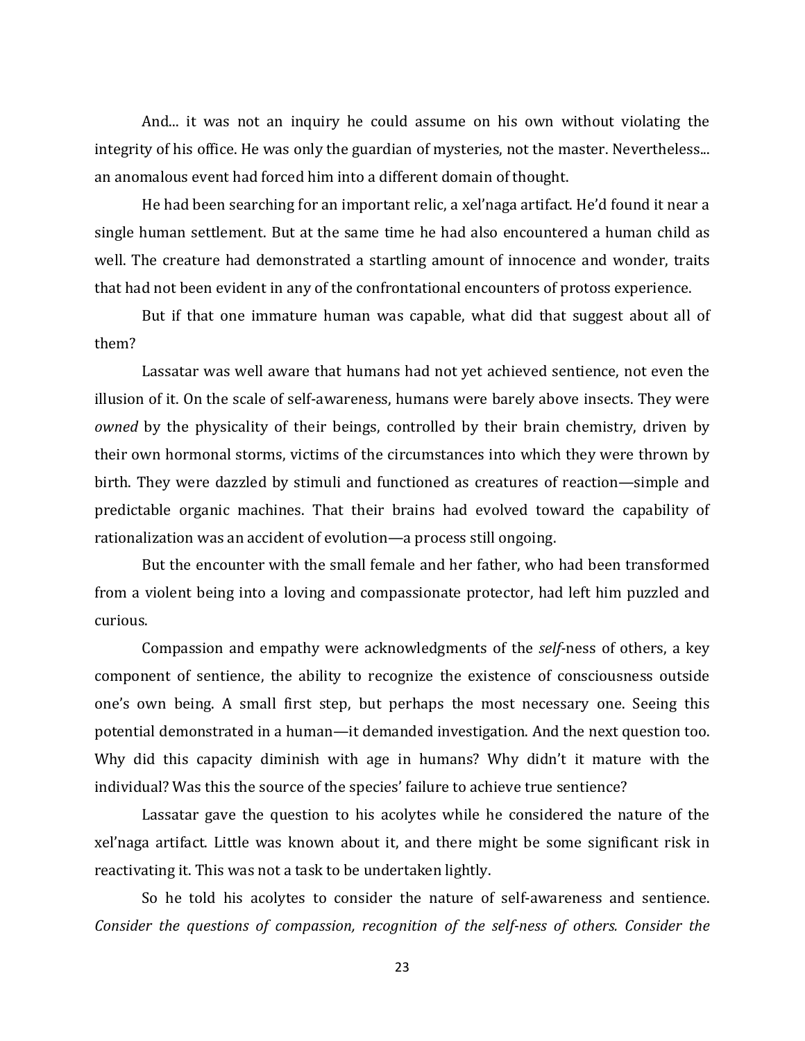And... it was not an inquiry he could assume on his own without violating the integrity of his office. He was only the guardian of mysteries, not the master. Nevertheless... an anomalous event had forced him into a different domain of thought.

He had been searching for an important relic, a xel'naga artifact. He'd found it near a single human settlement. But at the same time he had also encountered a human child as well. The creature had demonstrated a startling amount of innocence and wonder, traits that had not been evident in any of the confrontational encounters of protoss experience.

But if that one immature human was capable, what did that suggest about all of them?

Lassatar was well aware that humans had not yet achieved sentience, not even the illusion of it. On the scale of self-awareness, humans were barely above insects. They were *owned* by the physicality of their beings, controlled by their brain chemistry, driven by their own hormonal storms, victims of the circumstances into which they were thrown by birth. They were dazzled by stimuli and functioned as creatures of reaction—simple and predictable organic machines. That their brains had evolved toward the capability of rationalization was an accident of evolution—a process still ongoing.

But the encounter with the small female and her father, who had been transformed from a violent being into a loving and compassionate protector, had left him puzzled and curious.

Compassion and empathy were acknowledgments of the *self*-ness of others, a key component of sentience, the ability to recognize the existence of consciousness outside one's own being. A small first step, but perhaps the most necessary one. Seeing this potential demonstrated in a human—it demanded investigation. And the next question too. Why did this capacity diminish with age in humans? Why didn't it mature with the individual? Was this the source of the species' failure to achieve true sentience?

Lassatar gave the question to his acolytes while he considered the nature of the xel'naga artifact. Little was known about it, and there might be some significant risk in reactivating it. This was not a task to be undertaken lightly.

So he told his acolytes to consider the nature of self-awareness and sentience. *Consider the questions of compassion, recognition of the self-ness of others. Consider the*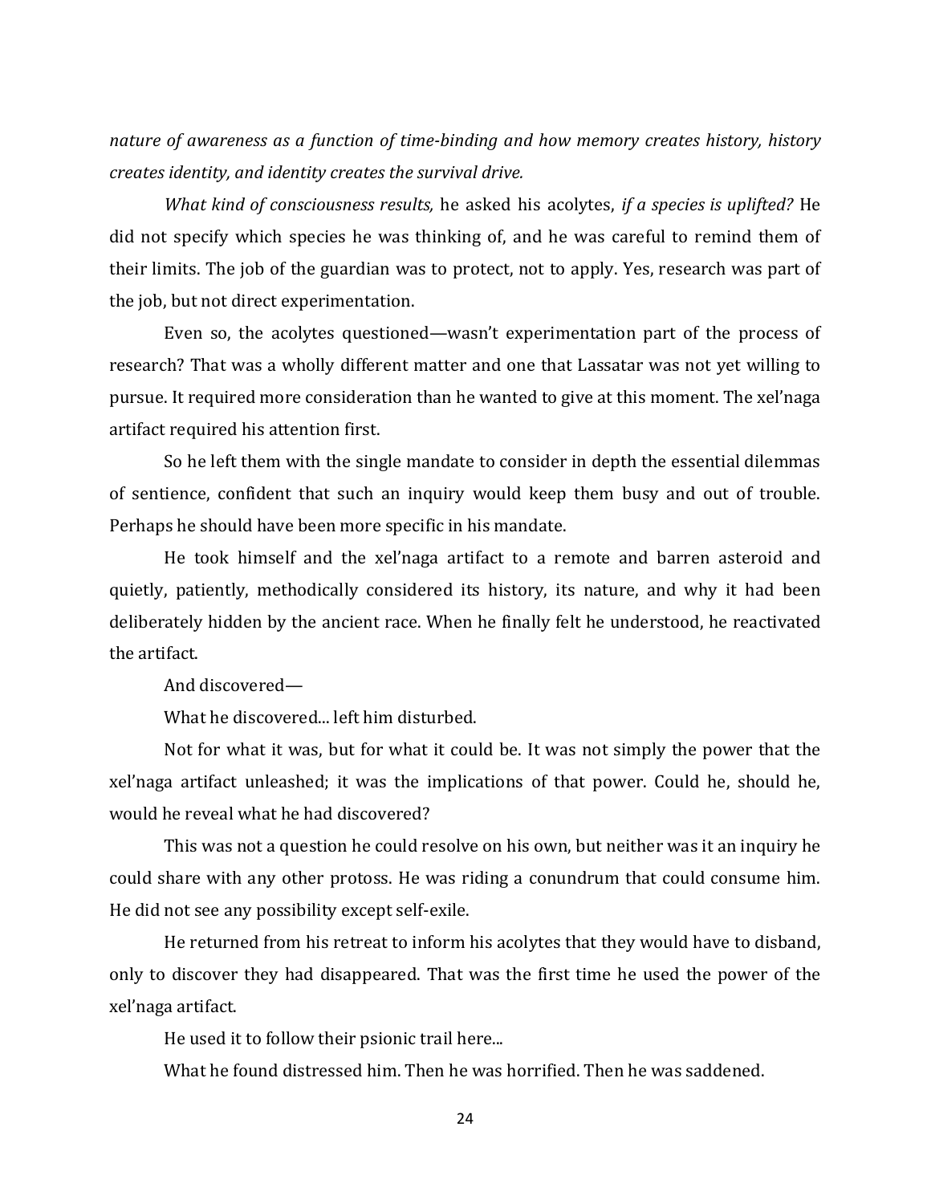*nature of awareness as a function of time-binding and how memory creates history, history creates identity, and identity creates the survival drive.*

*What kind of consciousness results,* he asked his acolytes, *if a species is uplifted?* He did not specify which species he was thinking of, and he was careful to remind them of their limits. The job of the guardian was to protect, not to apply. Yes, research was part of the job, but not direct experimentation.

Even so, the acolytes questioned—wasn't experimentation part of the process of research? That was a wholly different matter and one that Lassatar was not yet willing to pursue. It required more consideration than he wanted to give at this moment. The xel'naga artifact required his attention first.

So he left them with the single mandate to consider in depth the essential dilemmas of sentience, confident that such an inquiry would keep them busy and out of trouble. Perhaps he should have been more specific in his mandate.

He took himself and the xel'naga artifact to a remote and barren asteroid and quietly, patiently, methodically considered its history, its nature, and why it had been deliberately hidden by the ancient race. When he finally felt he understood, he reactivated the artifact.

And discovered—

What he discovered... left him disturbed.

Not for what it was, but for what it could be. It was not simply the power that the xel'naga artifact unleashed; it was the implications of that power. Could he, should he, would he reveal what he had discovered?

This was not a question he could resolve on his own, but neither was it an inquiry he could share with any other protoss. He was riding a conundrum that could consume him. He did not see any possibility except self-exile.

He returned from his retreat to inform his acolytes that they would have to disband, only to discover they had disappeared. That was the first time he used the power of the xel'naga artifact.

He used it to follow their psionic trail here...

What he found distressed him. Then he was horrified. Then he was saddened.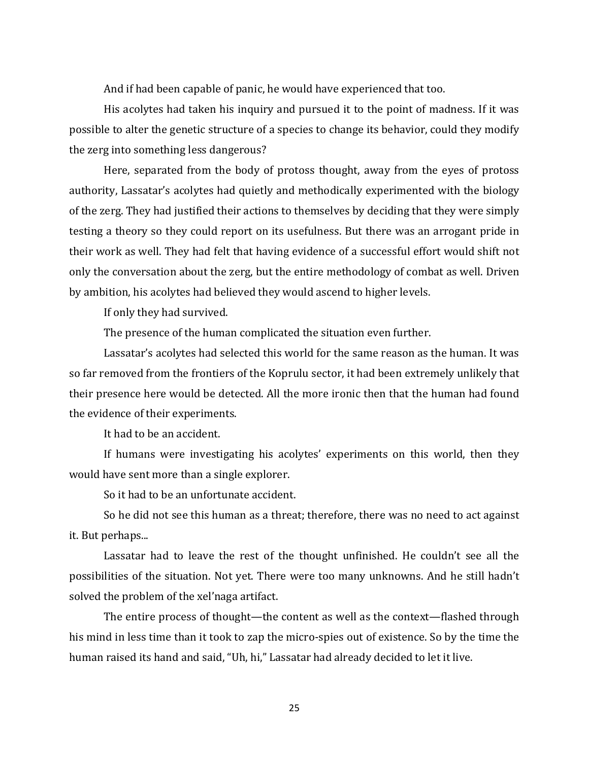And if had been capable of panic, he would have experienced that too.

His acolytes had taken his inquiry and pursued it to the point of madness. If it was possible to alter the genetic structure of a species to change its behavior, could they modify the zerg into something less dangerous?

Here, separated from the body of protoss thought, away from the eyes of protoss authority, Lassatar's acolytes had quietly and methodically experimented with the biology of the zerg. They had justified their actions to themselves by deciding that they were simply testing a theory so they could report on its usefulness. But there was an arrogant pride in their work as well. They had felt that having evidence of a successful effort would shift not only the conversation about the zerg, but the entire methodology of combat as well. Driven by ambition, his acolytes had believed they would ascend to higher levels.

If only they had survived.

The presence of the human complicated the situation even further.

Lassatar's acolytes had selected this world for the same reason as the human. It was so far removed from the frontiers of the Koprulu sector, it had been extremely unlikely that their presence here would be detected. All the more ironic then that the human had found the evidence of their experiments.

It had to be an accident.

If humans were investigating his acolytes' experiments on this world, then they would have sent more than a single explorer.

So it had to be an unfortunate accident.

So he did not see this human as a threat; therefore, there was no need to act against it. But perhaps...

Lassatar had to leave the rest of the thought unfinished. He couldn't see all the possibilities of the situation. Not yet. There were too many unknowns. And he still hadn't solved the problem of the xel'naga artifact.

The entire process of thought—the content as well as the context—flashed through his mind in less time than it took to zap the micro-spies out of existence. So by the time the human raised its hand and said, "Uh, hi," Lassatar had already decided to let it live.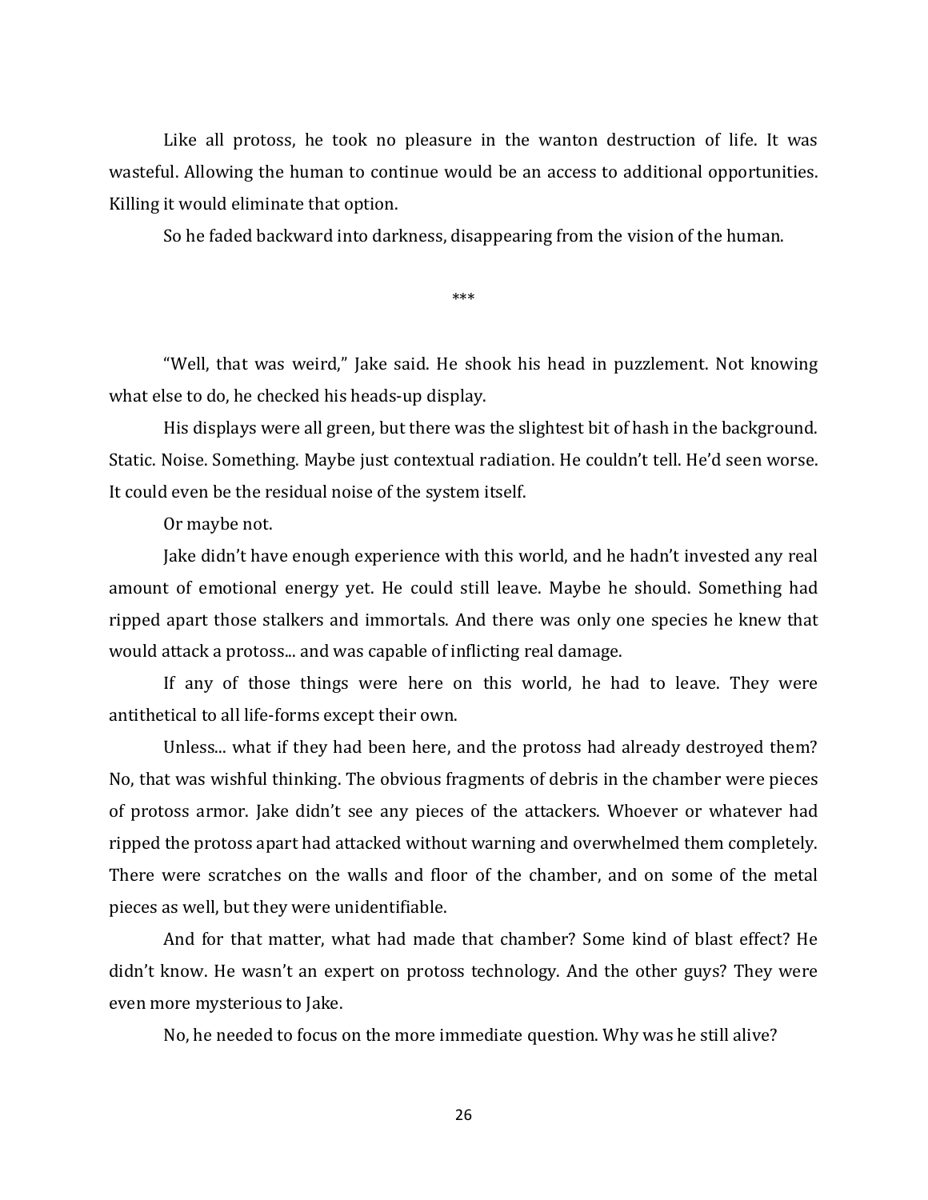Like all protoss, he took no pleasure in the wanton destruction of life. It was wasteful. Allowing the human to continue would be an access to additional opportunities. Killing it would eliminate that option.

So he faded backward into darkness, disappearing from the vision of the human.

***

"Well, that was weird," Jake said. He shook his head in puzzlement. Not knowing what else to do, he checked his heads-up display.

His displays were all green, but there was the slightest bit of hash in the background. Static. Noise. Something. Maybe just contextual radiation. He couldn't tell. He'd seen worse. It could even be the residual noise of the system itself.

Or maybe not.

Jake didn't have enough experience with this world, and he hadn't invested any real amount of emotional energy yet. He could still leave. Maybe he should. Something had ripped apart those stalkers and immortals. And there was only one species he knew that would attack a protoss... and was capable of inflicting real damage.

If any of those things were here on this world, he had to leave. They were antithetical to all life-forms except their own.

Unless... what if they had been here, and the protoss had already destroyed them? No, that was wishful thinking. The obvious fragments of debris in the chamber were pieces of protoss armor. Jake didn't see any pieces of the attackers. Whoever or whatever had ripped the protoss apart had attacked without warning and overwhelmed them completely. There were scratches on the walls and floor of the chamber, and on some of the metal pieces as well, but they were unidentifiable.

And for that matter, what had made that chamber? Some kind of blast effect? He didn't know. He wasn't an expert on protoss technology. And the other guys? They were even more mysterious to Jake.

No, he needed to focus on the more immediate question. Why was he still alive?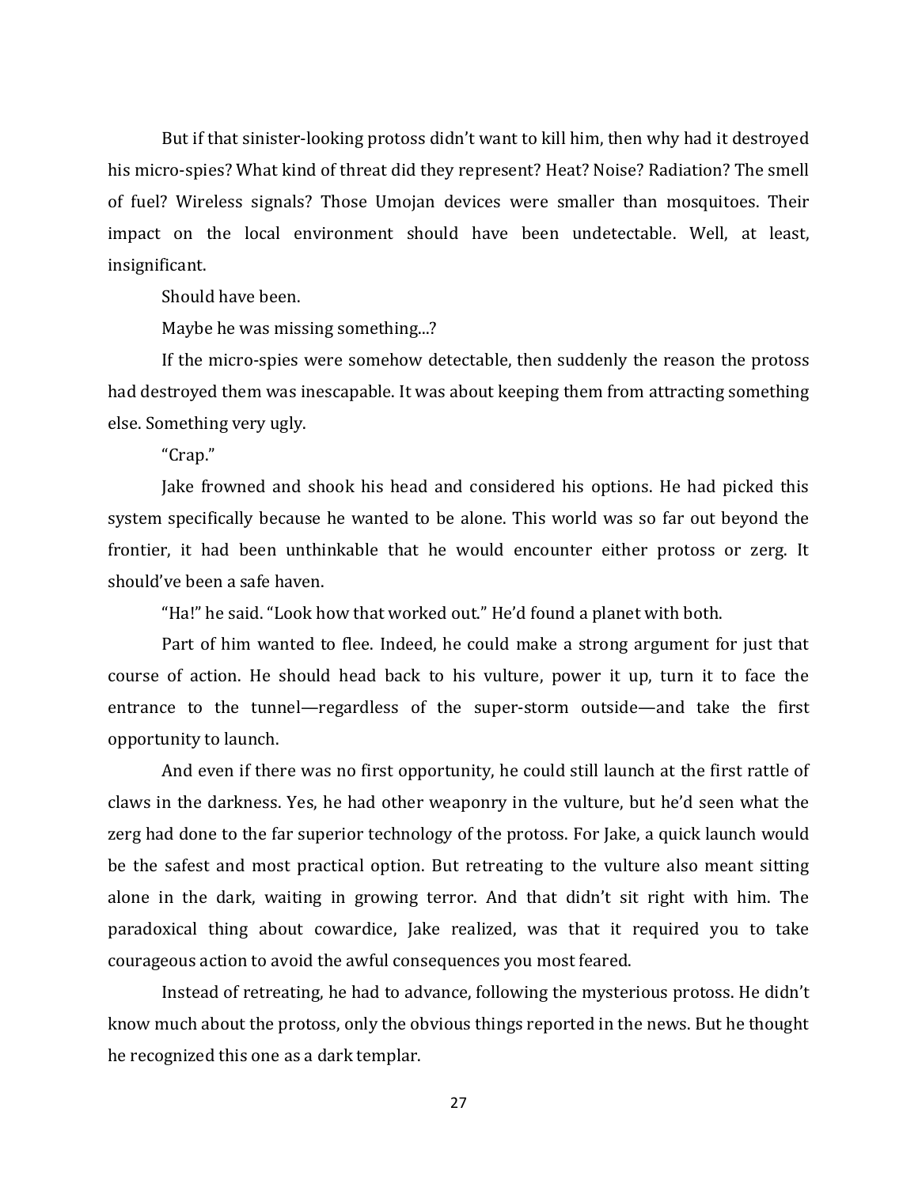But if that sinister-looking protoss didn't want to kill him, then why had it destroyed his micro-spies? What kind of threat did they represent? Heat? Noise? Radiation? The smell of fuel? Wireless signals? Those Umojan devices were smaller than mosquitoes. Their impact on the local environment should have been undetectable. Well, at least, insignificant.

Should have been.

Maybe he was missing something...?

If the micro-spies were somehow detectable, then suddenly the reason the protoss had destroyed them was inescapable. It was about keeping them from attracting something else. Something very ugly.

"Crap."

Jake frowned and shook his head and considered his options. He had picked this system specifically because he wanted to be alone. This world was so far out beyond the frontier, it had been unthinkable that he would encounter either protoss or zerg. It should've been a safe haven.

"Ha!" he said. "Look how that worked out." He'd found a planet with both.

Part of him wanted to flee. Indeed, he could make a strong argument for just that course of action. He should head back to his vulture, power it up, turn it to face the entrance to the tunnel—regardless of the super-storm outside—and take the first opportunity to launch.

And even if there was no first opportunity, he could still launch at the first rattle of claws in the darkness. Yes, he had other weaponry in the vulture, but he'd seen what the zerg had done to the far superior technology of the protoss. For Jake, a quick launch would be the safest and most practical option. But retreating to the vulture also meant sitting alone in the dark, waiting in growing terror. And that didn't sit right with him. The paradoxical thing about cowardice, Jake realized, was that it required you to take courageous action to avoid the awful consequences you most feared.

Instead of retreating, he had to advance, following the mysterious protoss. He didn't know much about the protoss, only the obvious things reported in the news. But he thought he recognized this one as a dark templar.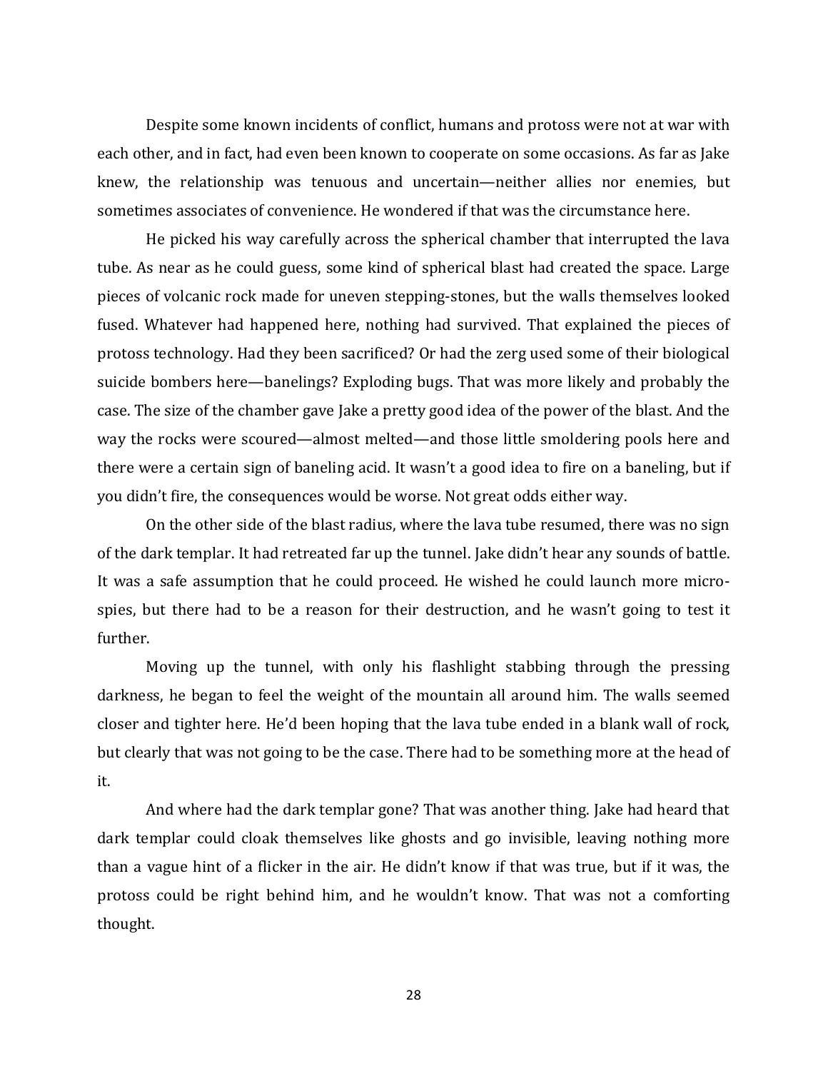Despite some known incidents of conflict, humans and protoss were not at war with each other, and in fact, had even been known to cooperate on some occasions. As far as Jake knew, the relationship was tenuous and uncertain—neither allies nor enemies, but sometimes associates of convenience. He wondered if that was the circumstance here.

He picked his way carefully across the spherical chamber that interrupted the lava tube. As near as he could guess, some kind of spherical blast had created the space. Large pieces of volcanic rock made for uneven stepping-stones, but the walls themselves looked fused. Whatever had happened here, nothing had survived. That explained the pieces of protoss technology. Had they been sacrificed? Or had the zerg used some of their biological suicide bombers here—banelings? Exploding bugs. That was more likely and probably the case. The size of the chamber gave Jake a pretty good idea of the power of the blast. And the way the rocks were scoured—almost melted—and those little smoldering pools here and there were a certain sign of baneling acid. It wasn't a good idea to fire on a baneling, but if you didn't fire, the consequences would be worse. Not great odds either way.

On the other side of the blast radius, where the lava tube resumed, there was no sign of the dark templar. It had retreated far up the tunnel. Jake didn't hear any sounds of battle. It was a safe assumption that he could proceed. He wished he could launch more micro-spies, but there had to be a reason for their destruction, and he wasn't going to test it further.

Moving up the tunnel, with only his flashlight stabbing through the pressing darkness, he began to feel the weight of the mountain all around him. The walls seemed closer and tighter here. He'd been hoping that the lava tube ended in a blank wall of rock, but clearly that was not going to be the case. There had to be something more at the head of it.

And where had the dark templar gone? That was another thing. Jake had heard that dark templar could cloak themselves like ghosts and go invisible, leaving nothing more than a vague hint of a flicker in the air. He didn't know if that was true, but if it was, the protoss could be right behind him, and he wouldn't know. That was not a comforting thought.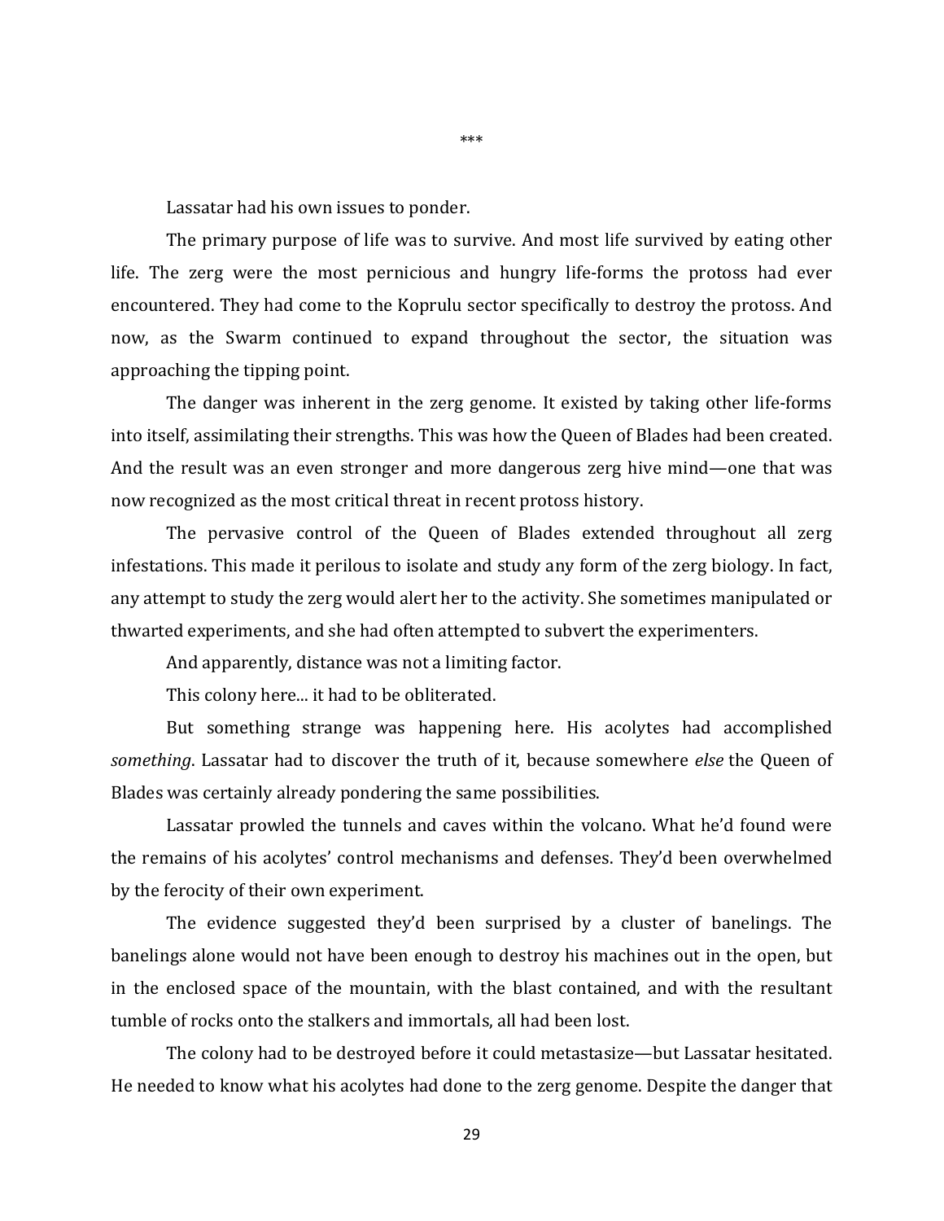\*\*\*

Lassatar had his own issues to ponder.

The primary purpose of life was to survive. And most life survived by eating other life. The zerg were the most pernicious and hungry life-forms the protoss had ever encountered. They had come to the Koprulu sector specifically to destroy the protoss. And now, as the Swarm continued to expand throughout the sector, the situation was approaching the tipping point.

The danger was inherent in the zerg genome. It existed by taking other life-forms into itself, assimilating their strengths. This was how the Queen of Blades had been created. And the result was an even stronger and more dangerous zerg hive mind—one that was now recognized as the most critical threat in recent protoss history.

The pervasive control of the Queen of Blades extended throughout all zerg infestations. This made it perilous to isolate and study any form of the zerg biology. In fact, any attempt to study the zerg would alert her to the activity. She sometimes manipulated or thwarted experiments, and she had often attempted to subvert the experimenters.

And apparently, distance was not a limiting factor.

This colony here... it had to be obliterated.

But something strange was happening here. His acolytes had accomplished *something*. Lassatar had to discover the truth of it, because somewhere *else* the Queen of Blades was certainly already pondering the same possibilities.

Lassatar prowled the tunnels and caves within the volcano. What he'd found were the remains of his acolytes' control mechanisms and defenses. They'd been overwhelmed by the ferocity of their own experiment.

The evidence suggested they'd been surprised by a cluster of banelings. The banelings alone would not have been enough to destroy his machines out in the open, but in the enclosed space of the mountain, with the blast contained, and with the resultant tumble of rocks onto the stalkers and immortals, all had been lost.

The colony had to be destroyed before it could metastasize—but Lassatar hesitated. He needed to know what his acolytes had done to the zerg genome. Despite the danger that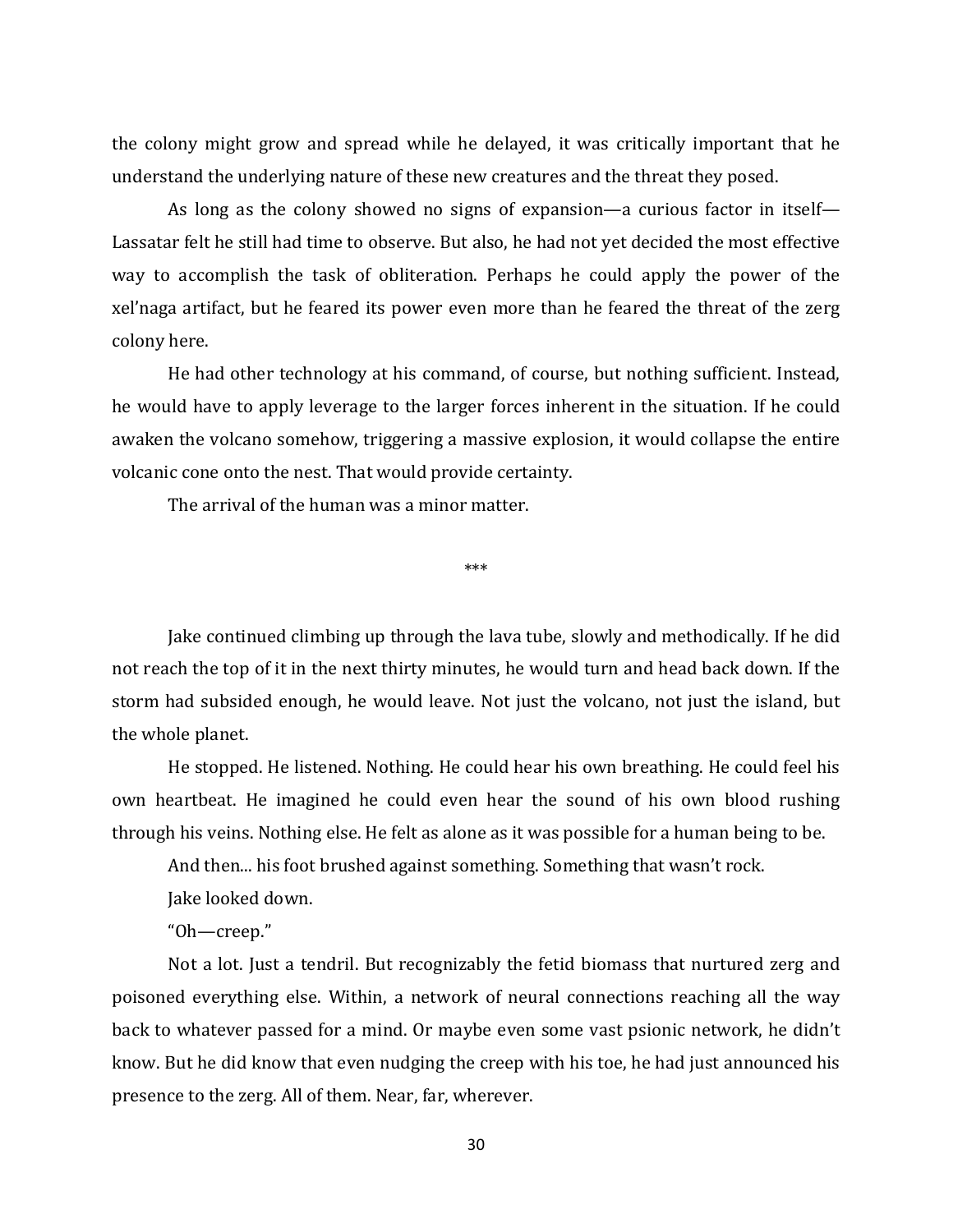the colony might grow and spread while he delayed, it was critically important that he understand the underlying nature of these new creatures and the threat they posed.

As long as the colony showed no signs of expansion—a curious factor in itself—Lassatar felt he still had time to observe. But also, he had not yet decided the most effective way to accomplish the task of obliteration. Perhaps he could apply the power of the xel'naga artifact, but he feared its power even more than he feared the threat of the zerg colony here.

He had other technology at his command, of course, but nothing sufficient. Instead, he would have to apply leverage to the larger forces inherent in the situation. If he could awaken the volcano somehow, triggering a massive explosion, it would collapse the entire volcanic cone onto the nest. That would provide certainty.

The arrival of the human was a minor matter.

***

Jake continued climbing up through the lava tube, slowly and methodically. If he did not reach the top of it in the next thirty minutes, he would turn and head back down. If the storm had subsided enough, he would leave. Not just the volcano, not just the island, but the whole planet.

He stopped. He listened. Nothing. He could hear his own breathing. He could feel his own heartbeat. He imagined he could even hear the sound of his own blood rushing through his veins. Nothing else. He felt as alone as it was possible for a human being to be.

And then... his foot brushed against something. Something that wasn't rock.

Jake looked down.

"Oh—creep."

Not a lot. Just a tendril. But recognizably the fetid biomass that nurtured zerg and poisoned everything else. Within, a network of neural connections reaching all the way back to whatever passed for a mind. Or maybe even some vast psionic network, he didn't know. But he did know that even nudging the creep with his toe, he had just announced his presence to the zerg. All of them. Near, far, wherever.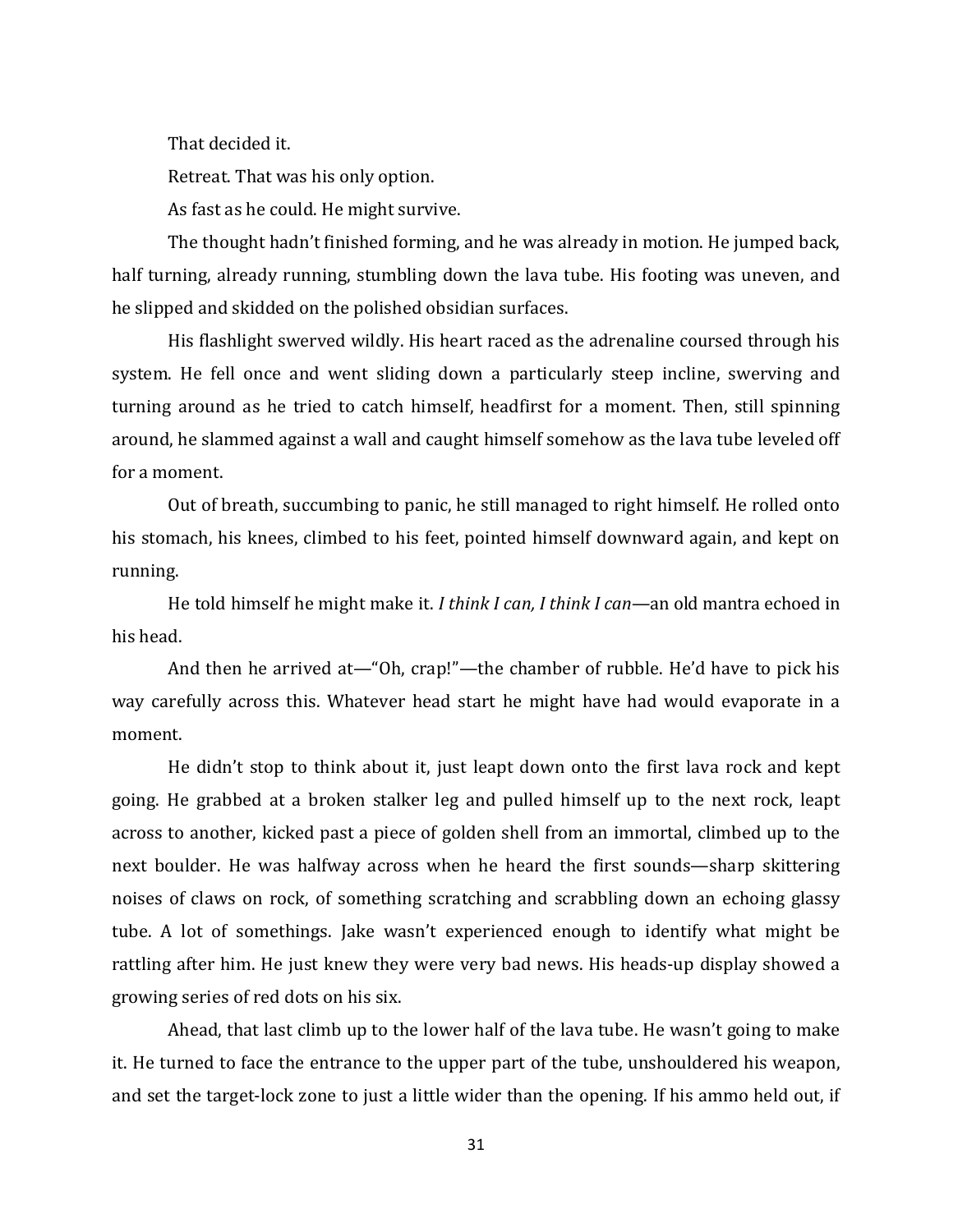That decided it.

Retreat. That was his only option.

As fast as he could. He might survive.

The thought hadn't finished forming, and he was already in motion. He jumped back, half turning, already running, stumbling down the lava tube. His footing was uneven, and he slipped and skidded on the polished obsidian surfaces.

His flashlight swerved wildly. His heart raced as the adrenaline coursed through his system. He fell once and went sliding down a particularly steep incline, swerving and turning around as he tried to catch himself, headfirst for a moment. Then, still spinning around, he slammed against a wall and caught himself somehow as the lava tube leveled off for a moment.

Out of breath, succumbing to panic, he still managed to right himself. He rolled onto his stomach, his knees, climbed to his feet, pointed himself downward again, and kept on running.

He told himself he might make it. *I think I can, I think I can*—an old mantra echoed in his head.

And then he arrived at—"Oh, crap!"—the chamber of rubble. He'd have to pick his way carefully across this. Whatever head start he might have had would evaporate in a moment.

He didn't stop to think about it, just leapt down onto the first lava rock and kept going. He grabbed at a broken stalker leg and pulled himself up to the next rock, leapt across to another, kicked past a piece of golden shell from an immortal, climbed up to the next boulder. He was halfway across when he heard the first sounds—sharp skittering noises of claws on rock, of something scratching and scrabbling down an echoing glassy tube. A lot of somethings. Jake wasn't experienced enough to identify what might be rattling after him. He just knew they were very bad news. His heads-up display showed a growing series of red dots on his six.

Ahead, that last climb up to the lower half of the lava tube. He wasn't going to make it. He turned to face the entrance to the upper part of the tube, unshouldered his weapon, and set the target-lock zone to just a little wider than the opening. If his ammo held out, if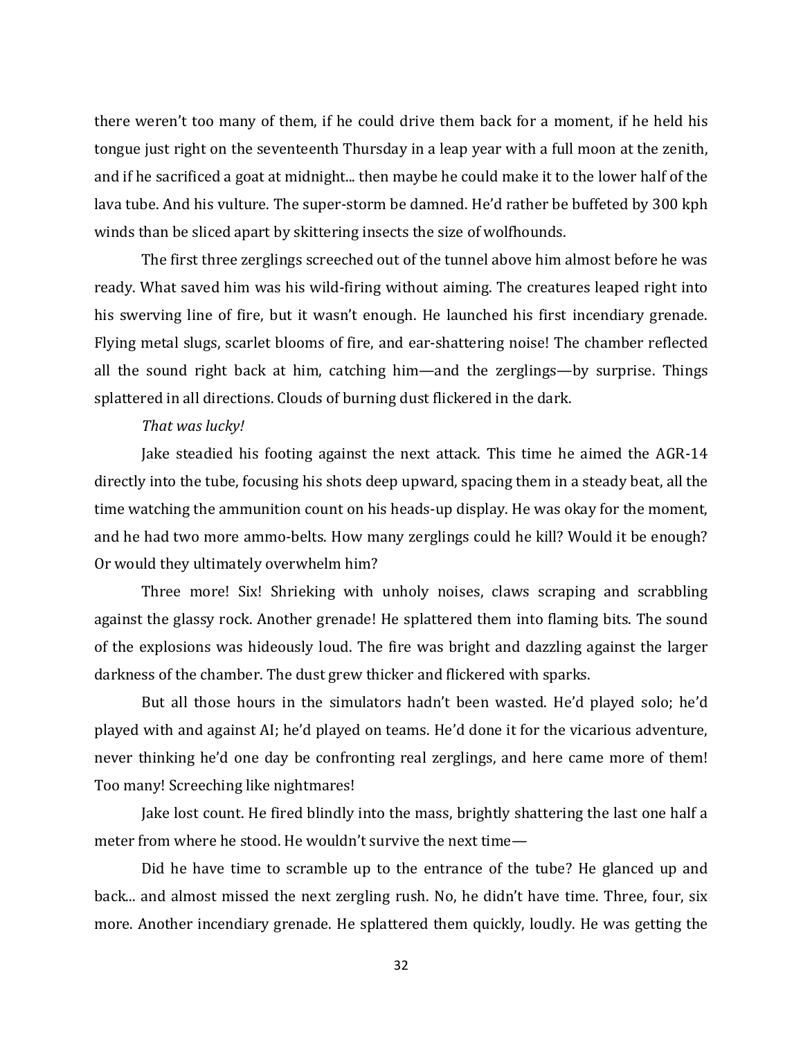there weren't too many of them, if he could drive them back for a moment, if he held his tongue just right on the seventeenth Thursday in a leap year with a full moon at the zenith, and if he sacrificed a goat at midnight... then maybe he could make it to the lower half of the lava tube. And his vulture. The super-storm be damned. He'd rather be buffeted by 300 kph winds than be sliced apart by skittering insects the size of wolfhounds.

The first three zerglings screeched out of the tunnel above him almost before he was ready. What saved him was his wild-firing without aiming. The creatures leaped right into his swerving line of fire, but it wasn't enough. He launched his first incendiary grenade. Flying metal slugs, scarlet blooms of fire, and ear-shattering noise! The chamber reflected all the sound right back at him, catching him—and the zerglings—by surprise. Things splattered in all directions. Clouds of burning dust flickered in the dark.

*That was lucky!*

Jake steadied his footing against the next attack. This time he aimed the AGR-14 directly into the tube, focusing his shots deep upward, spacing them in a steady beat, all the time watching the ammunition count on his heads-up display. He was okay for the moment, and he had two more ammo-belts. How many zerglings could he kill? Would it be enough? Or would they ultimately overwhelm him?

Three more! Six! Shrieking with unholy noises, claws scraping and scrabbling against the glassy rock. Another grenade! He splattered them into flaming bits. The sound of the explosions was hideously loud. The fire was bright and dazzling against the larger darkness of the chamber. The dust grew thicker and flickered with sparks.

But all those hours in the simulators hadn't been wasted. He'd played solo; he'd played with and against AI; he'd played on teams. He'd done it for the vicarious adventure, never thinking he'd one day be confronting real zerglings, and here came more of them! Too many! Screeching like nightmares!

Jake lost count. He fired blindly into the mass, brightly shattering the last one half a meter from where he stood. He wouldn't survive the next time—

Did he have time to scramble up to the entrance of the tube? He glanced up and back... and almost missed the next zergling rush. No, he didn't have time. Three, four, six more. Another incendiary grenade. He splattered them quickly, loudly. He was getting the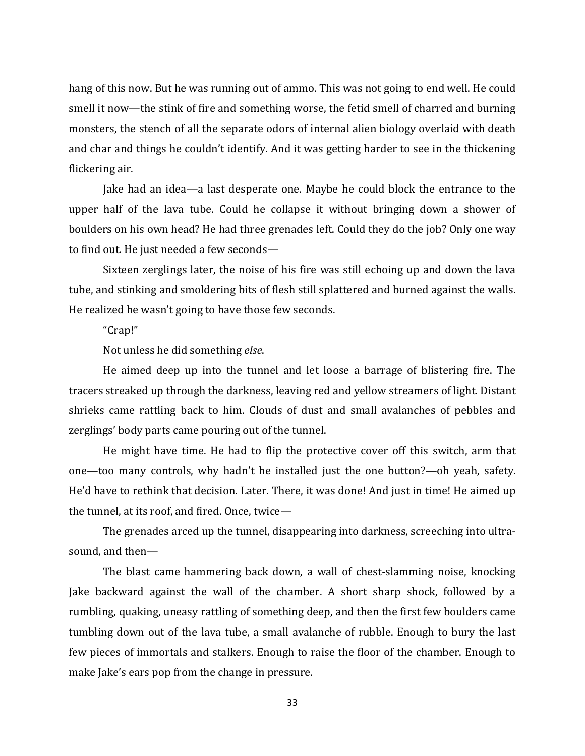hang of this now. But he was running out of ammo. This was not going to end well. He could smell it now—the stink of fire and something worse, the fetid smell of charred and burning monsters, the stench of all the separate odors of internal alien biology overlaid with death and char and things he couldn't identify. And it was getting harder to see in the thickening flickering air.

Jake had an idea—a last desperate one. Maybe he could block the entrance to the upper half of the lava tube. Could he collapse it without bringing down a shower of boulders on his own head? He had three grenades left. Could they do the job? Only one way to find out. He just needed a few seconds—

Sixteen zerglings later, the noise of his fire was still echoing up and down the lava tube, and stinking and smoldering bits of flesh still splattered and burned against the walls. He realized he wasn't going to have those few seconds.

"Crap!"

Not unless he did something *else*.

He aimed deep up into the tunnel and let loose a barrage of blistering fire. The tracers streaked up through the darkness, leaving red and yellow streamers of light. Distant shrieks came rattling back to him. Clouds of dust and small avalanches of pebbles and zerglings' body parts came pouring out of the tunnel.

He might have time. He had to flip the protective cover off this switch, arm that one—too many controls, why hadn't he installed just the one button?—oh yeah, safety. He'd have to rethink that decision. Later. There, it was done! And just in time! He aimed up the tunnel, at its roof, and fired. Once, twice—

The grenades arced up the tunnel, disappearing into darkness, screeching into ultrasound, and then—

The blast came hammering back down, a wall of chest-slamming noise, knocking Jake backward against the wall of the chamber. A short sharp shock, followed by a rumbling, quaking, uneasy rattling of something deep, and then the first few boulders came tumbling down out of the lava tube, a small avalanche of rubble. Enough to bury the last few pieces of immortals and stalkers. Enough to raise the floor of the chamber. Enough to make Jake's ears pop from the change in pressure.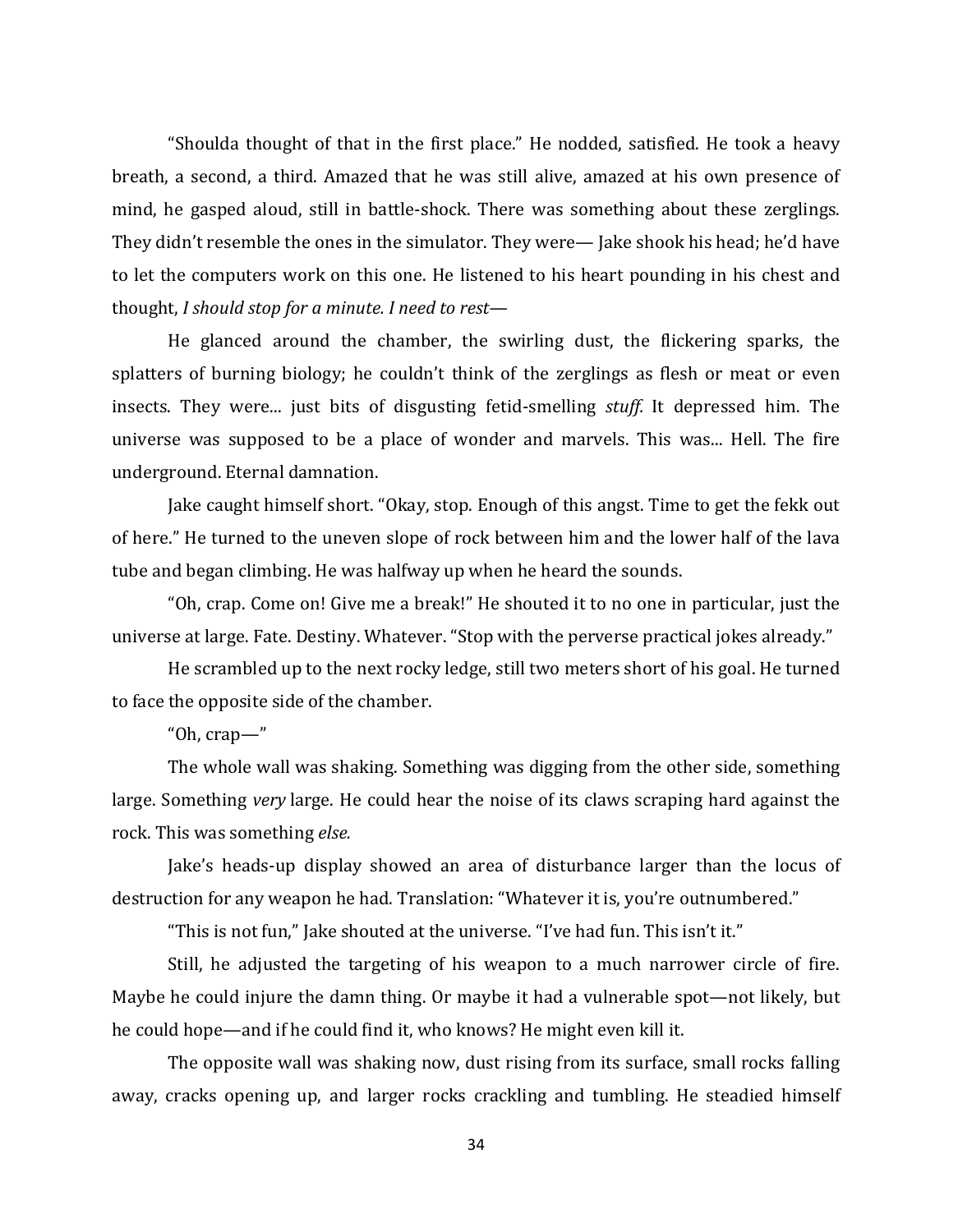"Shoulda thought of that in the first place." He nodded, satisfied. He took a heavy breath, a second, a third. Amazed that he was still alive, amazed at his own presence of mind, he gasped aloud, still in battle-shock. There was something about these zerglings. They didn't resemble the ones in the simulator. They were— Jake shook his head; he'd have to let the computers work on this one. He listened to his heart pounding in his chest and thought, *I should stop for a minute. I need to rest—*

He glanced around the chamber, the swirling dust, the flickering sparks, the splatters of burning biology; he couldn't think of the zerglings as flesh or meat or even insects. They were... just bits of disgusting fetid-smelling *stuff.* It depressed him. The universe was supposed to be a place of wonder and marvels. This was... Hell. The fire underground. Eternal damnation.

Jake caught himself short. "Okay, stop. Enough of this angst. Time to get the fekk out of here." He turned to the uneven slope of rock between him and the lower half of the lava tube and began climbing. He was halfway up when he heard the sounds.

"Oh, crap. Come on! Give me a break!" He shouted it to no one in particular, just the universe at large. Fate. Destiny. Whatever. "Stop with the perverse practical jokes already."

He scrambled up to the next rocky ledge, still two meters short of his goal. He turned to face the opposite side of the chamber.

"Oh, crap—"

The whole wall was shaking. Something was digging from the other side, something large. Something *very* large. He could hear the noise of its claws scraping hard against the rock. This was something *else.*

Jake's heads-up display showed an area of disturbance larger than the locus of destruction for any weapon he had. Translation: "Whatever it is, you're outnumbered."

"This is not fun," Jake shouted at the universe. "I've had fun. This isn't it."

Still, he adjusted the targeting of his weapon to a much narrower circle of fire. Maybe he could injure the damn thing. Or maybe it had a vulnerable spot—not likely, but he could hope—and if he could find it, who knows? He might even kill it.

The opposite wall was shaking now, dust rising from its surface, small rocks falling away, cracks opening up, and larger rocks crackling and tumbling. He steadied himself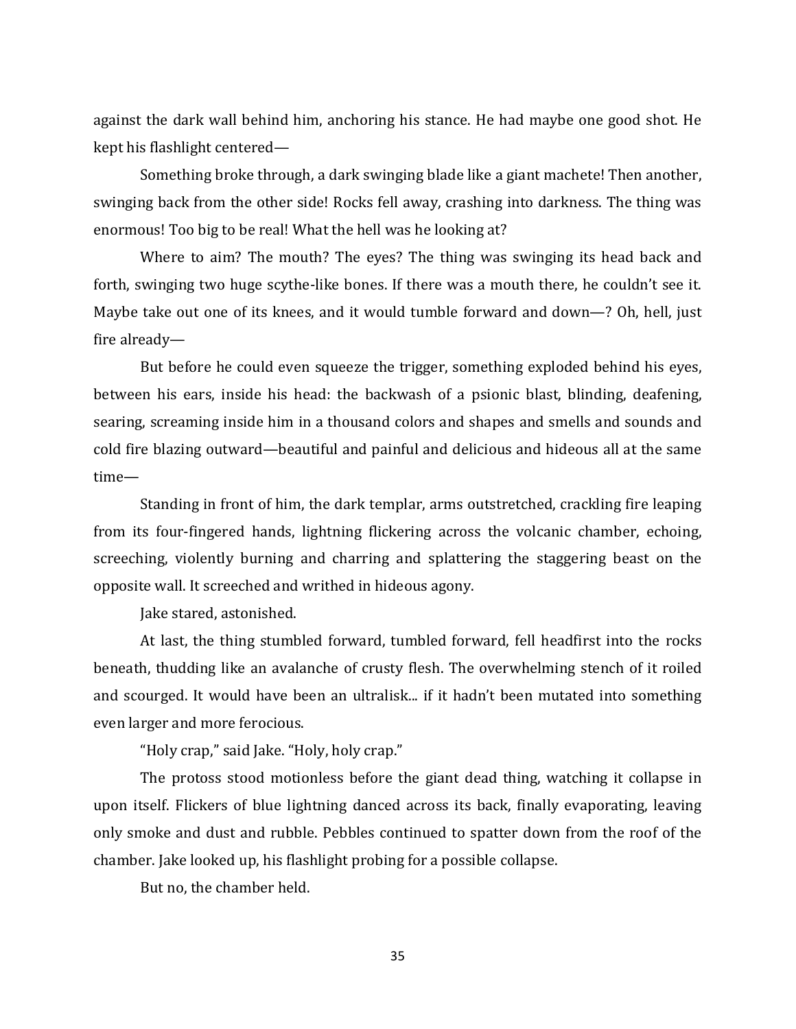against the dark wall behind him, anchoring his stance. He had maybe one good shot. He kept his flashlight centered—

Something broke through, a dark swinging blade like a giant machete! Then another, swinging back from the other side! Rocks fell away, crashing into darkness. The thing was enormous! Too big to be real! What the hell was he looking at?

Where to aim? The mouth? The eyes? The thing was swinging its head back and forth, swinging two huge scythe-like bones. If there was a mouth there, he couldn't see it. Maybe take out one of its knees, and it would tumble forward and down—? Oh, hell, just fire already—

But before he could even squeeze the trigger, something exploded behind his eyes, between his ears, inside his head: the backwash of a psionic blast, blinding, deafening, searing, screaming inside him in a thousand colors and shapes and smells and sounds and cold fire blazing outward—beautiful and painful and delicious and hideous all at the same time—

Standing in front of him, the dark templar, arms outstretched, crackling fire leaping from its four-fingered hands, lightning flickering across the volcanic chamber, echoing, screeching, violently burning and charring and splattering the staggering beast on the opposite wall. It screeched and writhed in hideous agony.

Jake stared, astonished.

At last, the thing stumbled forward, tumbled forward, fell headfirst into the rocks beneath, thudding like an avalanche of crusty flesh. The overwhelming stench of it roiled and scourged. It would have been an ultralisk... if it hadn't been mutated into something even larger and more ferocious.

"Holy crap," said Jake. "Holy, holy crap."

The protoss stood motionless before the giant dead thing, watching it collapse in upon itself. Flickers of blue lightning danced across its back, finally evaporating, leaving only smoke and dust and rubble. Pebbles continued to spatter down from the roof of the chamber. Jake looked up, his flashlight probing for a possible collapse.

But no, the chamber held.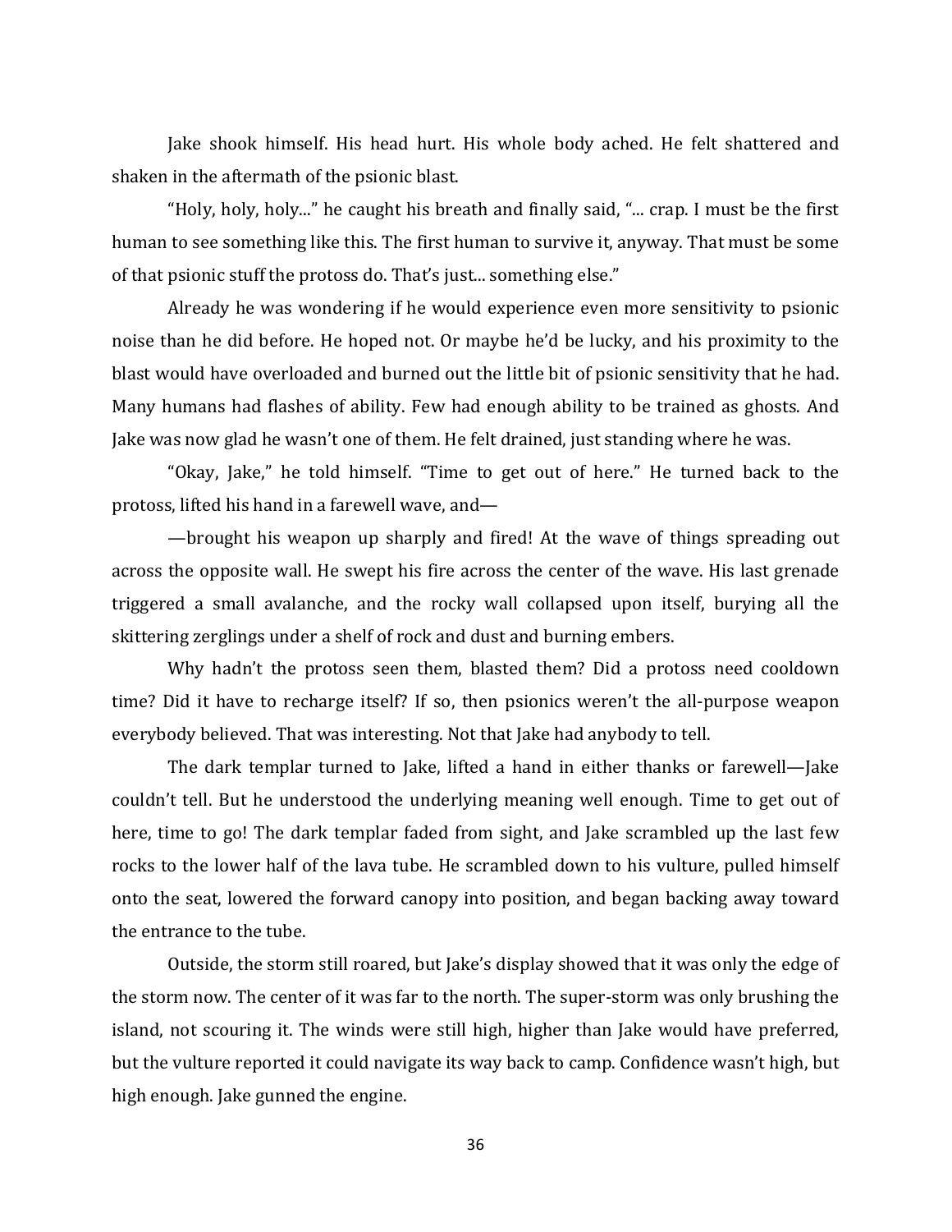Jake shook himself. His head hurt. His whole body ached. He felt shattered and shaken in the aftermath of the psionic blast.

"Holy, holy, holy..." he caught his breath and finally said, "... crap. I must be the first human to see something like this. The first human to survive it, anyway. That must be some of that psionic stuff the protoss do. That's just... something else."

Already he was wondering if he would experience even more sensitivity to psionic noise than he did before. He hoped not. Or maybe he'd be lucky, and his proximity to the blast would have overloaded and burned out the little bit of psionic sensitivity that he had. Many humans had flashes of ability. Few had enough ability to be trained as ghosts. And Jake was now glad he wasn't one of them. He felt drained, just standing where he was.

"Okay, Jake," he told himself. "Time to get out of here." He turned back to the protoss, lifted his hand in a farewell wave, and—

—brought his weapon up sharply and fired! At the wave of things spreading out across the opposite wall. He swept his fire across the center of the wave. His last grenade triggered a small avalanche, and the rocky wall collapsed upon itself, burying all the skittering zerglings under a shelf of rock and dust and burning embers.

Why hadn't the protoss seen them, blasted them? Did a protoss need cooldown time? Did it have to recharge itself? If so, then psionics weren't the all-purpose weapon everybody believed. That was interesting. Not that Jake had anybody to tell.

The dark templar turned to Jake, lifted a hand in either thanks or farewell—Jake couldn't tell. But he understood the underlying meaning well enough. Time to get out of here, time to go! The dark templar faded from sight, and Jake scrambled up the last few rocks to the lower half of the lava tube. He scrambled down to his vulture, pulled himself onto the seat, lowered the forward canopy into position, and began backing away toward the entrance to the tube.

Outside, the storm still roared, but Jake's display showed that it was only the edge of the storm now. The center of it was far to the north. The super-storm was only brushing the island, not scouring it. The winds were still high, higher than Jake would have preferred, but the vulture reported it could navigate its way back to camp. Confidence wasn't high, but high enough. Jake gunned the engine.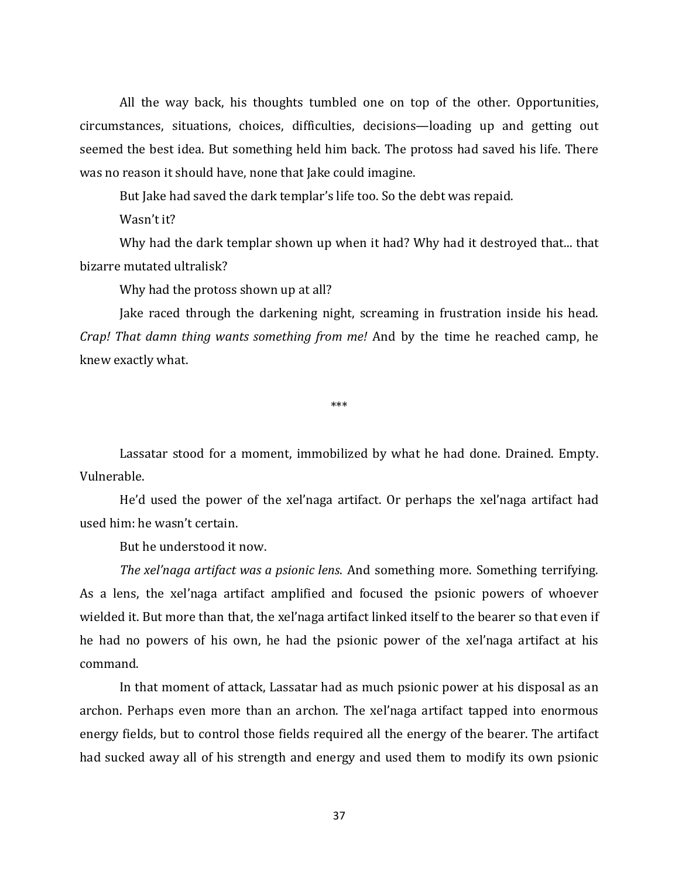All the way back, his thoughts tumbled one on top of the other. Opportunities, circumstances, situations, choices, difficulties, decisions—loading up and getting out seemed the best idea. But something held him back. The protoss had saved his life. There was no reason it should have, none that Jake could imagine.

But Jake had saved the dark templar's life too. So the debt was repaid.

Wasn't it?

Why had the dark templar shown up when it had? Why had it destroyed that... that bizarre mutated ultralisk?

Why had the protoss shown up at all?

Jake raced through the darkening night, screaming in frustration inside his head. *Crap! That damn thing wants something from me!* And by the time he reached camp, he knew exactly what.

\*\*\*

Lassatar stood for a moment, immobilized by what he had done. Drained. Empty. Vulnerable.

He'd used the power of the xel'naga artifact. Or perhaps the xel'naga artifact had used him: he wasn't certain.

But he understood it now.

*The xel'naga artifact was a psionic lens*. And something more. Something terrifying. As a lens, the xel'naga artifact amplified and focused the psionic powers of whoever wielded it. But more than that, the xel'naga artifact linked itself to the bearer so that even if he had no powers of his own, he had the psionic power of the xel'naga artifact at his command.

In that moment of attack, Lassatar had as much psionic power at his disposal as an archon. Perhaps even more than an archon. The xel'naga artifact tapped into enormous energy fields, but to control those fields required all the energy of the bearer. The artifact had sucked away all of his strength and energy and used them to modify its own psionic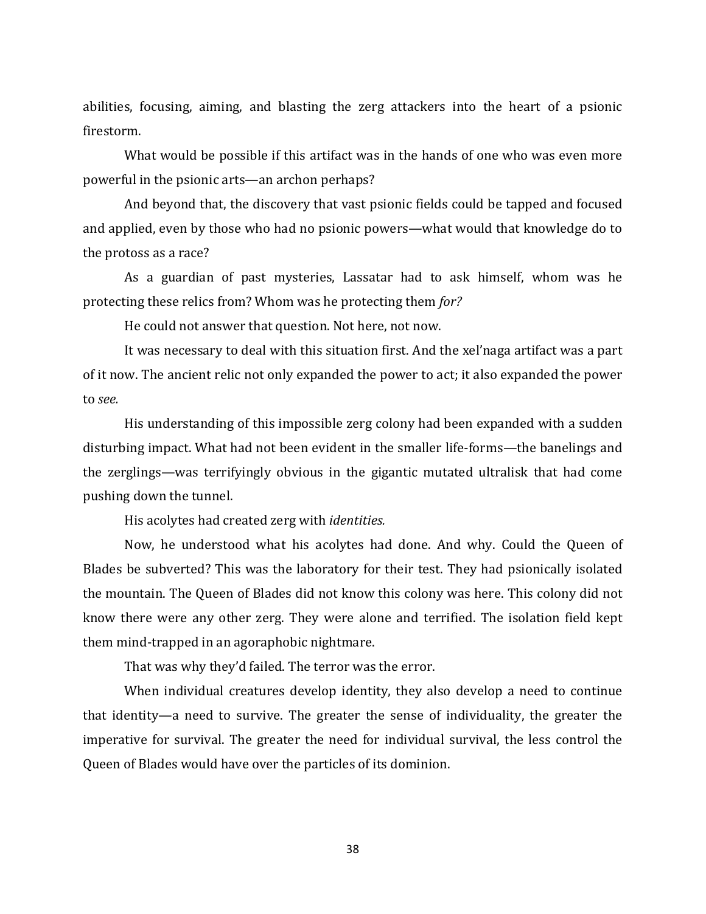abilities, focusing, aiming, and blasting the zerg attackers into the heart of a psionic firestorm.

What would be possible if this artifact was in the hands of one who was even more powerful in the psionic arts—an archon perhaps?

And beyond that, the discovery that vast psionic fields could be tapped and focused and applied, even by those who had no psionic powers—what would that knowledge do to the protoss as a race?

As a guardian of past mysteries, Lassatar had to ask himself, whom was he protecting these relics from? Whom was he protecting them *for?*

He could not answer that question. Not here, not now.

It was necessary to deal with this situation first. And the xel'naga artifact was a part of it now. The ancient relic not only expanded the power to act; it also expanded the power to *see.*

His understanding of this impossible zerg colony had been expanded with a sudden disturbing impact. What had not been evident in the smaller life-forms—the banelings and the zerglings—was terrifyingly obvious in the gigantic mutated ultralisk that had come pushing down the tunnel.

His acolytes had created zerg with *identities.*

Now, he understood what his acolytes had done. And why. Could the Queen of Blades be subverted? This was the laboratory for their test. They had psionically isolated the mountain. The Queen of Blades did not know this colony was here. This colony did not know there were any other zerg. They were alone and terrified. The isolation field kept them mind-trapped in an agoraphobic nightmare.

That was why they'd failed. The terror was the error.

When individual creatures develop identity, they also develop a need to continue that identity—a need to survive. The greater the sense of individuality, the greater the imperative for survival. The greater the need for individual survival, the less control the Queen of Blades would have over the particles of its dominion.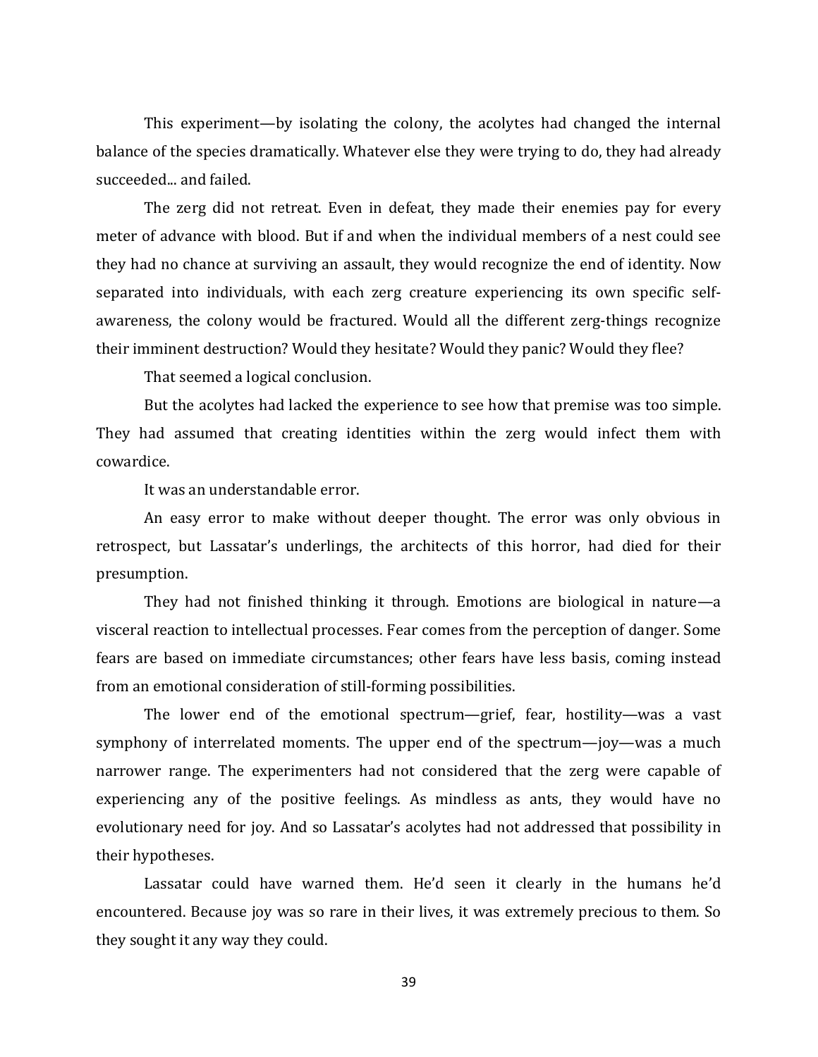This experiment—by isolating the colony, the acolytes had changed the internal balance of the species dramatically. Whatever else they were trying to do, they had already succeeded... and failed.

The zerg did not retreat. Even in defeat, they made their enemies pay for every meter of advance with blood. But if and when the individual members of a nest could see they had no chance at surviving an assault, they would recognize the end of identity. Now separated into individuals, with each zerg creature experiencing its own specific self-awareness, the colony would be fractured. Would all the different zerg-things recognize their imminent destruction? Would they hesitate? Would they panic? Would they flee?

That seemed a logical conclusion.

But the acolytes had lacked the experience to see how that premise was too simple. They had assumed that creating identities within the zerg would infect them with cowardice.

It was an understandable error.

An easy error to make without deeper thought. The error was only obvious in retrospect, but Lassatar's underlings, the architects of this horror, had died for their presumption.

They had not finished thinking it through. Emotions are biological in nature—a visceral reaction to intellectual processes. Fear comes from the perception of danger. Some fears are based on immediate circumstances; other fears have less basis, coming instead from an emotional consideration of still-forming possibilities.

The lower end of the emotional spectrum—grief, fear, hostility—was a vast symphony of interrelated moments. The upper end of the spectrum—joy—was a much narrower range. The experimenters had not considered that the zerg were capable of experiencing any of the positive feelings. As mindless as ants, they would have no evolutionary need for joy. And so Lassatar's acolytes had not addressed that possibility in their hypotheses.

Lassatar could have warned them. He'd seen it clearly in the humans he'd encountered. Because joy was so rare in their lives, it was extremely precious to them. So they sought it any way they could.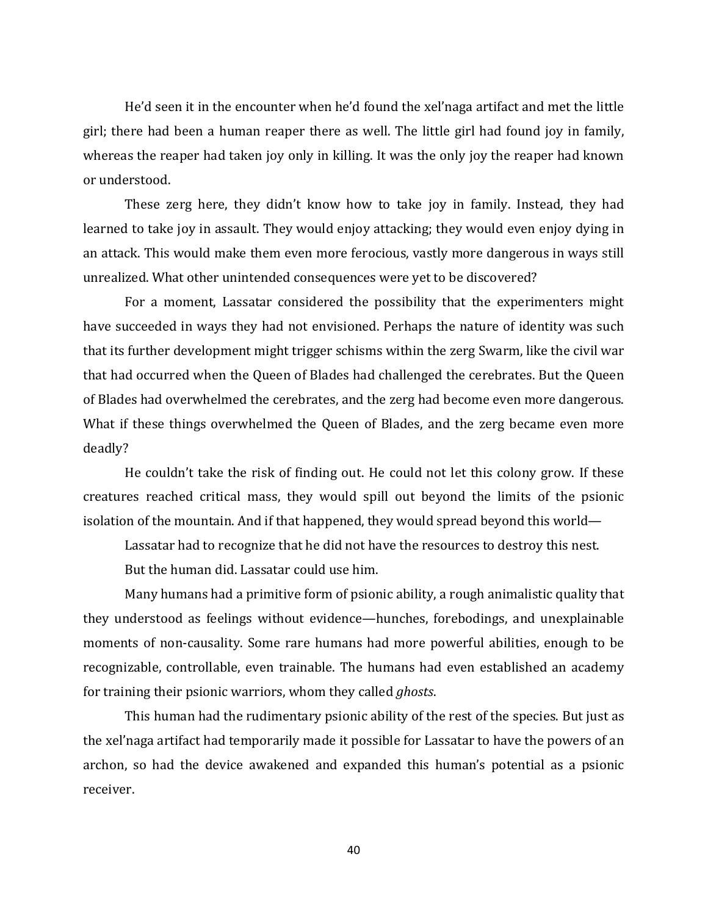He'd seen it in the encounter when he'd found the xel'naga artifact and met the little girl; there had been a human reaper there as well. The little girl had found joy in family, whereas the reaper had taken joy only in killing. It was the only joy the reaper had known or understood.

These zerg here, they didn't know how to take joy in family. Instead, they had learned to take joy in assault. They would enjoy attacking; they would even enjoy dying in an attack. This would make them even more ferocious, vastly more dangerous in ways still unrealized. What other unintended consequences were yet to be discovered?

For a moment, Lassatar considered the possibility that the experimenters might have succeeded in ways they had not envisioned. Perhaps the nature of identity was such that its further development might trigger schisms within the zerg Swarm, like the civil war that had occurred when the Queen of Blades had challenged the cerebrates. But the Queen of Blades had overwhelmed the cerebrates, and the zerg had become even more dangerous. What if these things overwhelmed the Queen of Blades, and the zerg became even more deadly?

He couldn't take the risk of finding out. He could not let this colony grow. If these creatures reached critical mass, they would spill out beyond the limits of the psionic isolation of the mountain. And if that happened, they would spread beyond this world—

Lassatar had to recognize that he did not have the resources to destroy this nest.

But the human did. Lassatar could use him.

Many humans had a primitive form of psionic ability, a rough animalistic quality that they understood as feelings without evidence—hunches, forebodings, and unexplainable moments of non-causality. Some rare humans had more powerful abilities, enough to be recognizable, controllable, even trainable. The humans had even established an academy for training their psionic warriors, whom they called *ghosts*.

This human had the rudimentary psionic ability of the rest of the species. But just as the xel'naga artifact had temporarily made it possible for Lassatar to have the powers of an archon, so had the device awakened and expanded this human's potential as a psionic receiver.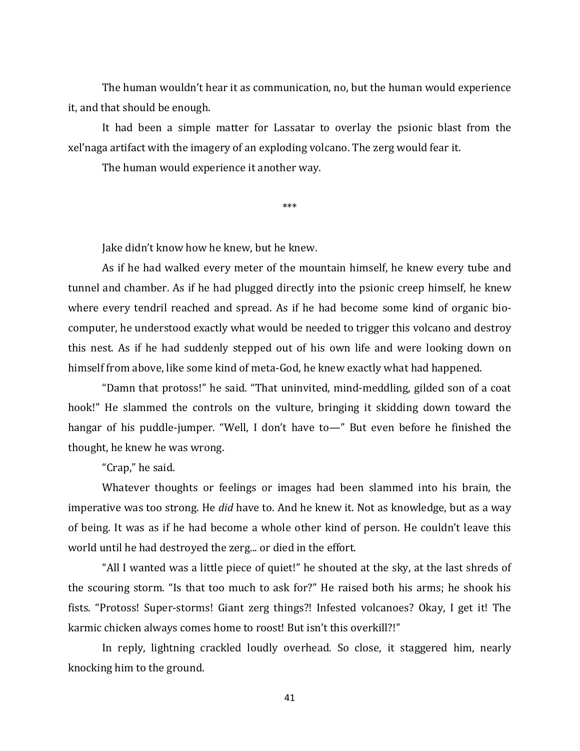The human wouldn't hear it as communication, no, but the human would experience it, and that should be enough.

It had been a simple matter for Lassatar to overlay the psionic blast from the xel'naga artifact with the imagery of an exploding volcano. The zerg would fear it.

The human would experience it another way.

***

Jake didn't know how he knew, but he knew.

As if he had walked every meter of the mountain himself, he knew every tube and tunnel and chamber. As if he had plugged directly into the psionic creep himself, he knew where every tendril reached and spread. As if he had become some kind of organic bio-computer, he understood exactly what would be needed to trigger this volcano and destroy this nest. As if he had suddenly stepped out of his own life and were looking down on himself from above, like some kind of meta-God, he knew exactly what had happened.

"Damn that protoss!" he said. "That uninvited, mind-meddling, gilded son of a coat hook!" He slammed the controls on the vulture, bringing it skidding down toward the hangar of his puddle-jumper. "Well, I don't have to—" But even before he finished the thought, he knew he was wrong.

"Crap," he said.

Whatever thoughts or feelings or images had been slammed into his brain, the imperative was too strong. He *did* have to. And he knew it. Not as knowledge, but as a way of being. It was as if he had become a whole other kind of person. He couldn't leave this world until he had destroyed the zerg... or died in the effort.

"All I wanted was a little piece of quiet!" he shouted at the sky, at the last shreds of the scouring storm. "Is that too much to ask for?" He raised both his arms; he shook his fists. "Protoss! Super-storms! Giant zerg things?! Infested volcanoes? Okay, I get it! The karmic chicken always comes home to roost! But isn't this overkill?!"

In reply, lightning crackled loudly overhead. So close, it staggered him, nearly knocking him to the ground.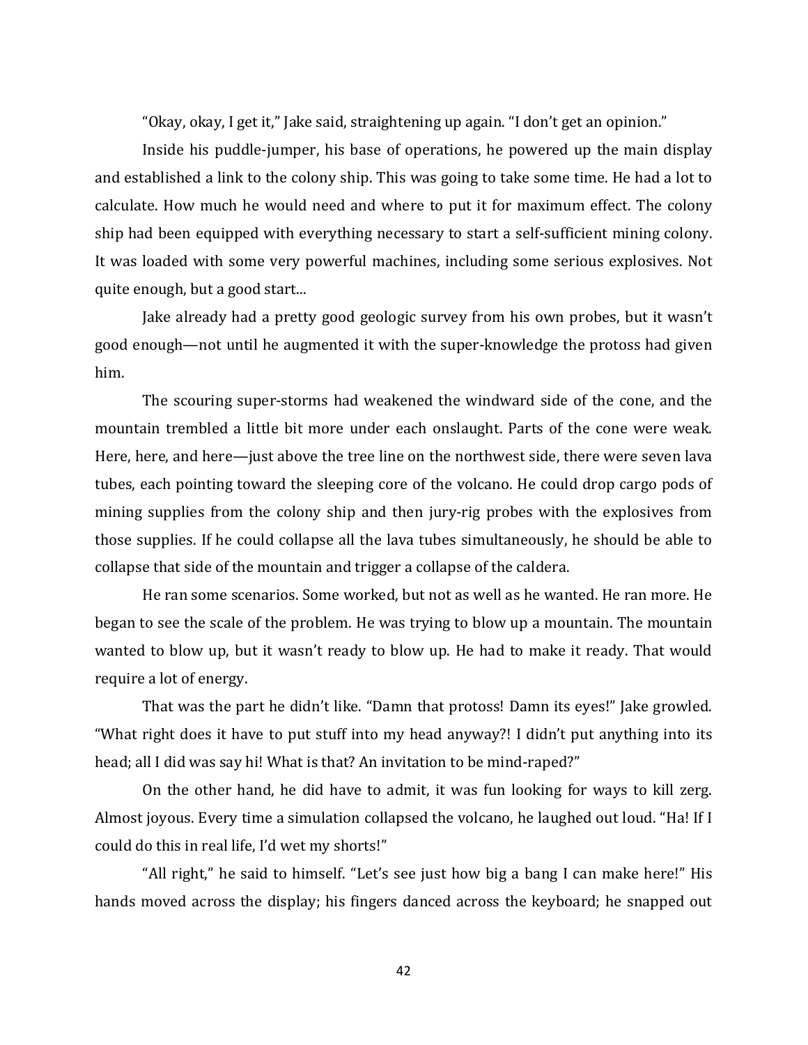“Okay, okay, I get it,” Jake said, straightening up again. “I don’t get an opinion.”

Inside his puddle-jumper, his base of operations, he powered up the main display and established a link to the colony ship. This was going to take some time. He had a lot to calculate. How much he would need and where to put it for maximum effect. The colony ship had been equipped with everything necessary to start a self-sufficient mining colony. It was loaded with some very powerful machines, including some serious explosives. Not quite enough, but a good start...

Jake already had a pretty good geologic survey from his own probes, but it wasn’t good enough—not until he augmented it with the super-knowledge the protoss had given him.

The scouring super-storms had weakened the windward side of the cone, and the mountain trembled a little bit more under each onslaught. Parts of the cone were weak. Here, here, and here—just above the tree line on the northwest side, there were seven lava tubes, each pointing toward the sleeping core of the volcano. He could drop cargo pods of mining supplies from the colony ship and then jury-rig probes with the explosives from those supplies. If he could collapse all the lava tubes simultaneously, he should be able to collapse that side of the mountain and trigger a collapse of the caldera.

He ran some scenarios. Some worked, but not as well as he wanted. He ran more. He began to see the scale of the problem. He was trying to blow up a mountain. The mountain wanted to blow up, but it wasn’t ready to blow up. He had to make it ready. That would require a lot of energy.

That was the part he didn’t like. “Damn that protoss! Damn its eyes!” Jake growled. “What right does it have to put stuff into my head anyway?! I didn’t put anything into its head; all I did was say hi! What is that? An invitation to be mind-raped?”

On the other hand, he did have to admit, it was fun looking for ways to kill zerg. Almost joyous. Every time a simulation collapsed the volcano, he laughed out loud. “Ha! If I could do this in real life, I’d wet my shorts!”

“All right,” he said to himself. “Let’s see just how big a bang I can make here!” His hands moved across the display; his fingers danced across the keyboard; he snapped out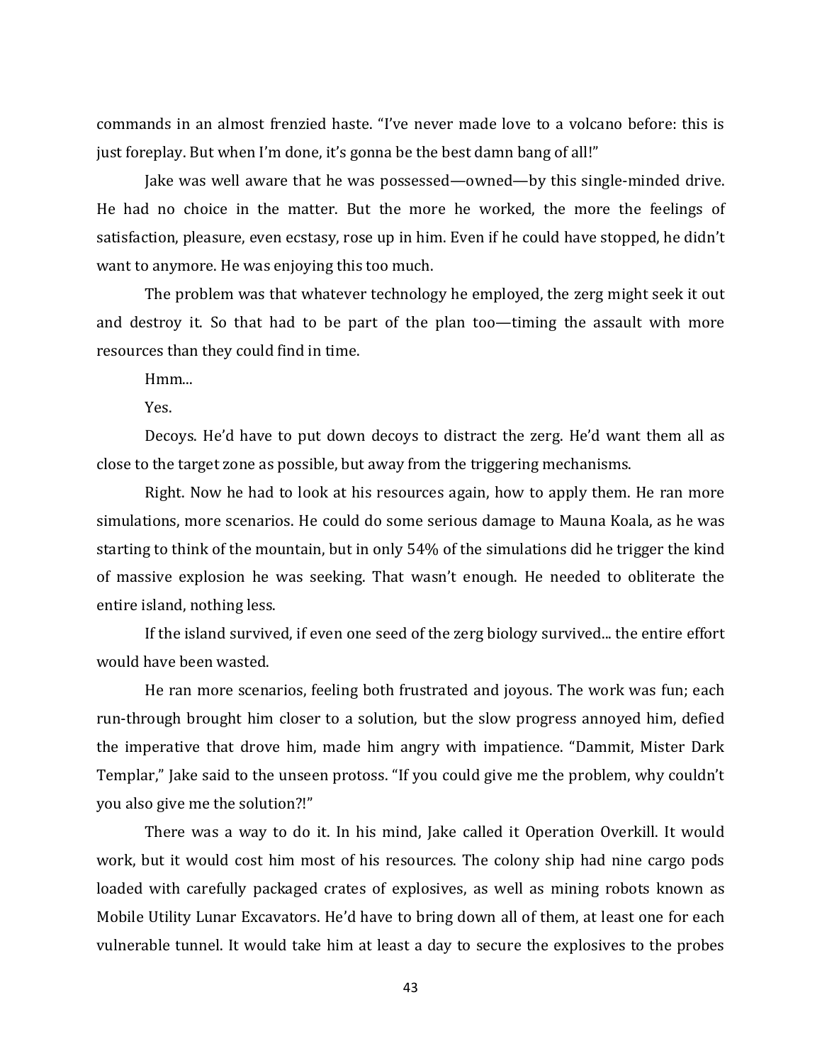commands in an almost frenzied haste. "I've never made love to a volcano before: this is just foreplay. But when I'm done, it's gonna be the best damn bang of all!"

Jake was well aware that he was possessed—owned—by this single-minded drive. He had no choice in the matter. But the more he worked, the more the feelings of satisfaction, pleasure, even ecstasy, rose up in him. Even if he could have stopped, he didn't want to anymore. He was enjoying this too much.

The problem was that whatever technology he employed, the zerg might seek it out and destroy it. So that had to be part of the plan too—timing the assault with more resources than they could find in time.

Hmm...

Yes.

Decoys. He'd have to put down decoys to distract the zerg. He'd want them all as close to the target zone as possible, but away from the triggering mechanisms.

Right. Now he had to look at his resources again, how to apply them. He ran more simulations, more scenarios. He could do some serious damage to Mauna Koala, as he was starting to think of the mountain, but in only 54% of the simulations did he trigger the kind of massive explosion he was seeking. That wasn't enough. He needed to obliterate the entire island, nothing less.

If the island survived, if even one seed of the zerg biology survived... the entire effort would have been wasted.

He ran more scenarios, feeling both frustrated and joyous. The work was fun; each run-through brought him closer to a solution, but the slow progress annoyed him, defied the imperative that drove him, made him angry with impatience. "Dammit, Mister Dark Templar," Jake said to the unseen protoss. "If you could give me the problem, why couldn't you also give me the solution?!"

There was a way to do it. In his mind, Jake called it Operation Overkill. It would work, but it would cost him most of his resources. The colony ship had nine cargo pods loaded with carefully packaged crates of explosives, as well as mining robots known as Mobile Utility Lunar Excavators. He'd have to bring down all of them, at least one for each vulnerable tunnel. It would take him at least a day to secure the explosives to the probes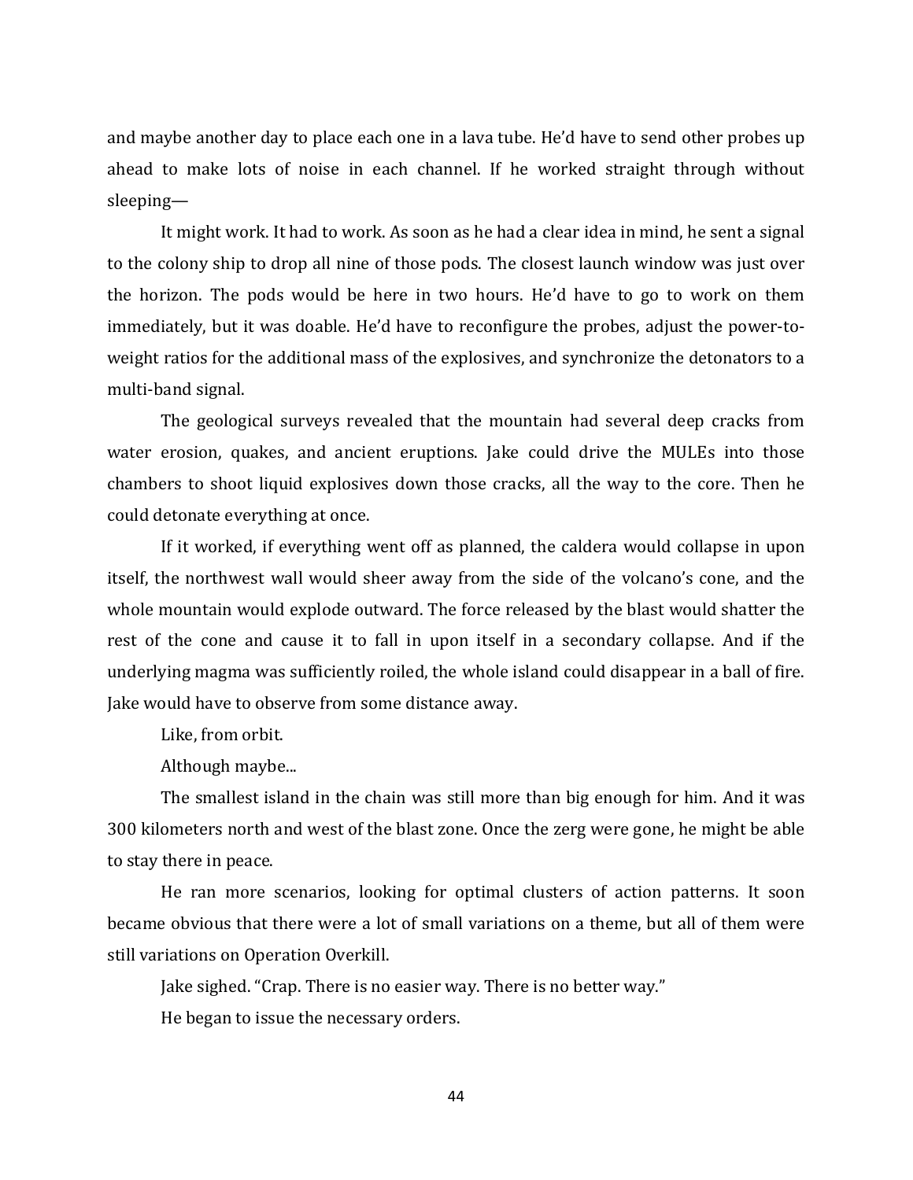and maybe another day to place each one in a lava tube. He'd have to send other probes up ahead to make lots of noise in each channel. If he worked straight through without sleeping—

It might work. It had to work. As soon as he had a clear idea in mind, he sent a signal to the colony ship to drop all nine of those pods. The closest launch window was just over the horizon. The pods would be here in two hours. He'd have to go to work on them immediately, but it was doable. He'd have to reconfigure the probes, adjust the power-to-weight ratios for the additional mass of the explosives, and synchronize the detonators to a multi-band signal.

The geological surveys revealed that the mountain had several deep cracks from water erosion, quakes, and ancient eruptions. Jake could drive the MULEs into those chambers to shoot liquid explosives down those cracks, all the way to the core. Then he could detonate everything at once.

If it worked, if everything went off as planned, the caldera would collapse in upon itself, the northwest wall would sheer away from the side of the volcano's cone, and the whole mountain would explode outward. The force released by the blast would shatter the rest of the cone and cause it to fall in upon itself in a secondary collapse. And if the underlying magma was sufficiently roiled, the whole island could disappear in a ball of fire. Jake would have to observe from some distance away.

Like, from orbit.

Although maybe...

The smallest island in the chain was still more than big enough for him. And it was 300 kilometers north and west of the blast zone. Once the zerg were gone, he might be able to stay there in peace.

He ran more scenarios, looking for optimal clusters of action patterns. It soon became obvious that there were a lot of small variations on a theme, but all of them were still variations on Operation Overkill.

Jake sighed. "Crap. There is no easier way. There is no better way."

He began to issue the necessary orders.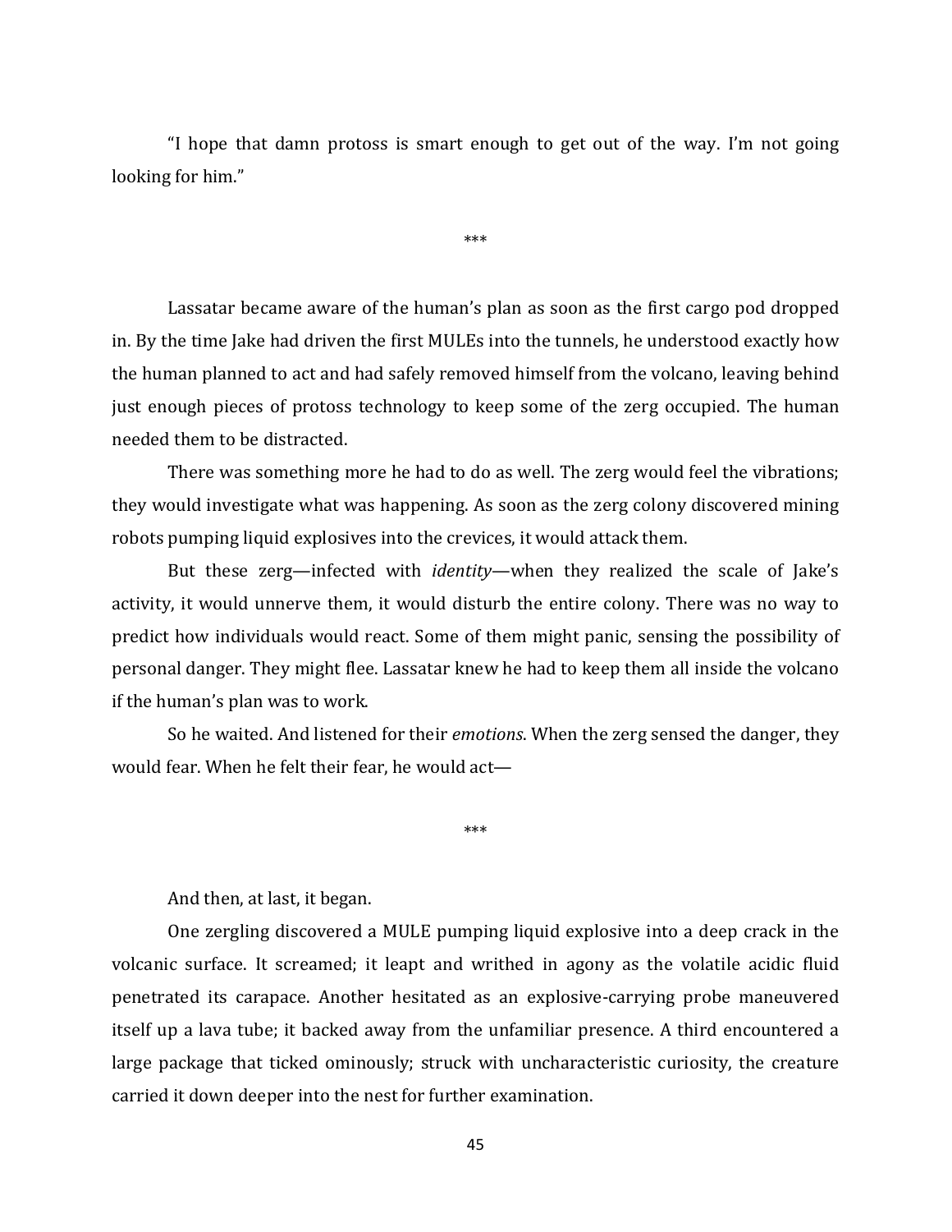"I hope that damn protoss is smart enough to get out of the way. I'm not going looking for him."

***

Lassatar became aware of the human's plan as soon as the first cargo pod dropped in. By the time Jake had driven the first MULEs into the tunnels, he understood exactly how the human planned to act and had safely removed himself from the volcano, leaving behind just enough pieces of protoss technology to keep some of the zerg occupied. The human needed them to be distracted.

There was something more he had to do as well. The zerg would feel the vibrations; they would investigate what was happening. As soon as the zerg colony discovered mining robots pumping liquid explosives into the crevices, it would attack them.

But these zerg—infected with *identity*—when they realized the scale of Jake's activity, it would unnerve them, it would disturb the entire colony. There was no way to predict how individuals would react. Some of them might panic, sensing the possibility of personal danger. They might flee. Lassatar knew he had to keep them all inside the volcano if the human's plan was to work.

So he waited. And listened for their *emotions*. When the zerg sensed the danger, they would fear. When he felt their fear, he would act—

***

And then, at last, it began.

One zergling discovered a MULE pumping liquid explosive into a deep crack in the volcanic surface. It screamed; it leapt and writhed in agony as the volatile acidic fluid penetrated its carapace. Another hesitated as an explosive-carrying probe maneuvered itself up a lava tube; it backed away from the unfamiliar presence. A third encountered a large package that ticked ominously; struck with uncharacteristic curiosity, the creature carried it down deeper into the nest for further examination.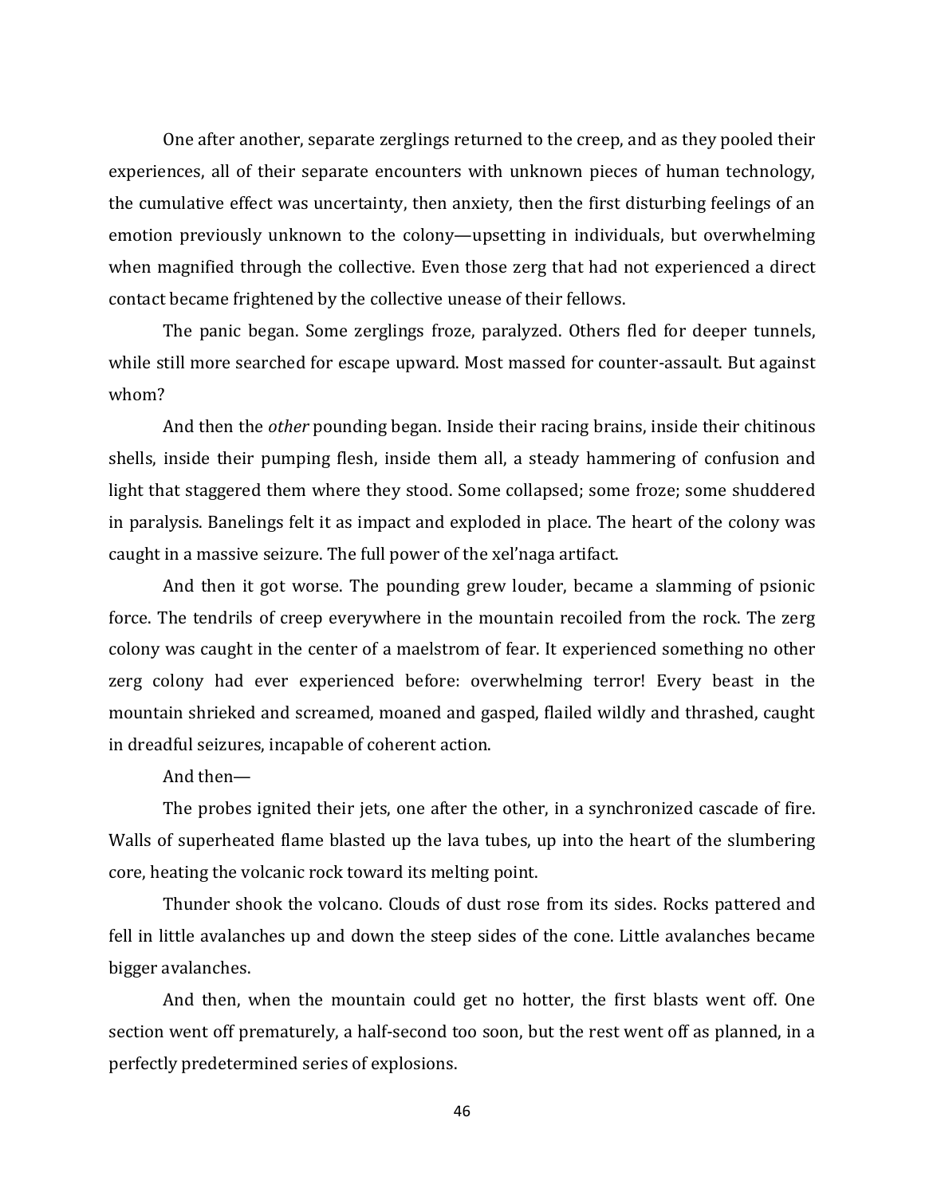One after another, separate zerglings returned to the creep, and as they pooled their experiences, all of their separate encounters with unknown pieces of human technology, the cumulative effect was uncertainty, then anxiety, then the first disturbing feelings of an emotion previously unknown to the colony—upsetting in individuals, but overwhelming when magnified through the collective. Even those zerg that had not experienced a direct contact became frightened by the collective unease of their fellows.

The panic began. Some zerglings froze, paralyzed. Others fled for deeper tunnels, while still more searched for escape upward. Most massed for counter-assault. But against whom?

And then the *other* pounding began. Inside their racing brains, inside their chitinous shells, inside their pumping flesh, inside them all, a steady hammering of confusion and light that staggered them where they stood. Some collapsed; some froze; some shuddered in paralysis. Banelings felt it as impact and exploded in place. The heart of the colony was caught in a massive seizure. The full power of the xel'naga artifact.

And then it got worse. The pounding grew louder, became a slamming of psionic force. The tendrils of creep everywhere in the mountain recoiled from the rock. The zerg colony was caught in the center of a maelstrom of fear. It experienced something no other zerg colony had ever experienced before: overwhelming terror! Every beast in the mountain shrieked and screamed, moaned and gasped, flailed wildly and thrashed, caught in dreadful seizures, incapable of coherent action.

And then—

The probes ignited their jets, one after the other, in a synchronized cascade of fire. Walls of superheated flame blasted up the lava tubes, up into the heart of the slumbering core, heating the volcanic rock toward its melting point.

Thunder shook the volcano. Clouds of dust rose from its sides. Rocks pattered and fell in little avalanches up and down the steep sides of the cone. Little avalanches became bigger avalanches.

And then, when the mountain could get no hotter, the first blasts went off. One section went off prematurely, a half-second too soon, but the rest went off as planned, in a perfectly predetermined series of explosions.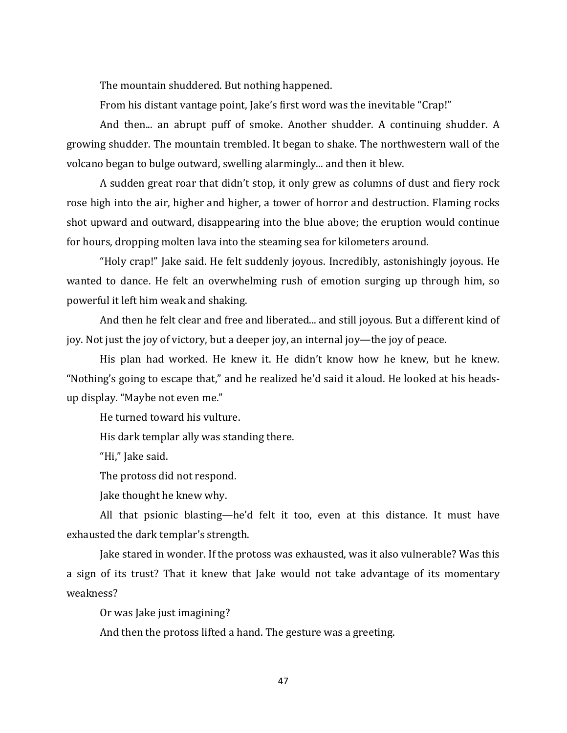The mountain shuddered. But nothing happened.

From his distant vantage point, Jake's first word was the inevitable "Crap!"

And then... an abrupt puff of smoke. Another shudder. A continuing shudder. A growing shudder. The mountain trembled. It began to shake. The northwestern wall of the volcano began to bulge outward, swelling alarmingly... and then it blew.

A sudden great roar that didn't stop, it only grew as columns of dust and fiery rock rose high into the air, higher and higher, a tower of horror and destruction. Flaming rocks shot upward and outward, disappearing into the blue above; the eruption would continue for hours, dropping molten lava into the steaming sea for kilometers around.

"Holy crap!" Jake said. He felt suddenly joyous. Incredibly, astonishingly joyous. He wanted to dance. He felt an overwhelming rush of emotion surging up through him, so powerful it left him weak and shaking.

And then he felt clear and free and liberated... and still joyous. But a different kind of joy. Not just the joy of victory, but a deeper joy, an internal joy—the joy of peace.

His plan had worked. He knew it. He didn't know how he knew, but he knew. "Nothing's going to escape that," and he realized he'd said it aloud. He looked at his heads-up display. "Maybe not even me."

He turned toward his vulture.

His dark templar ally was standing there.

"Hi," Jake said.

The protoss did not respond.

Jake thought he knew why.

All that psionic blasting—he'd felt it too, even at this distance. It must have exhausted the dark templar's strength.

Jake stared in wonder. If the protoss was exhausted, was it also vulnerable? Was this a sign of its trust? That it knew that Jake would not take advantage of its momentary weakness?

Or was Jake just imagining?

And then the protoss lifted a hand. The gesture was a greeting.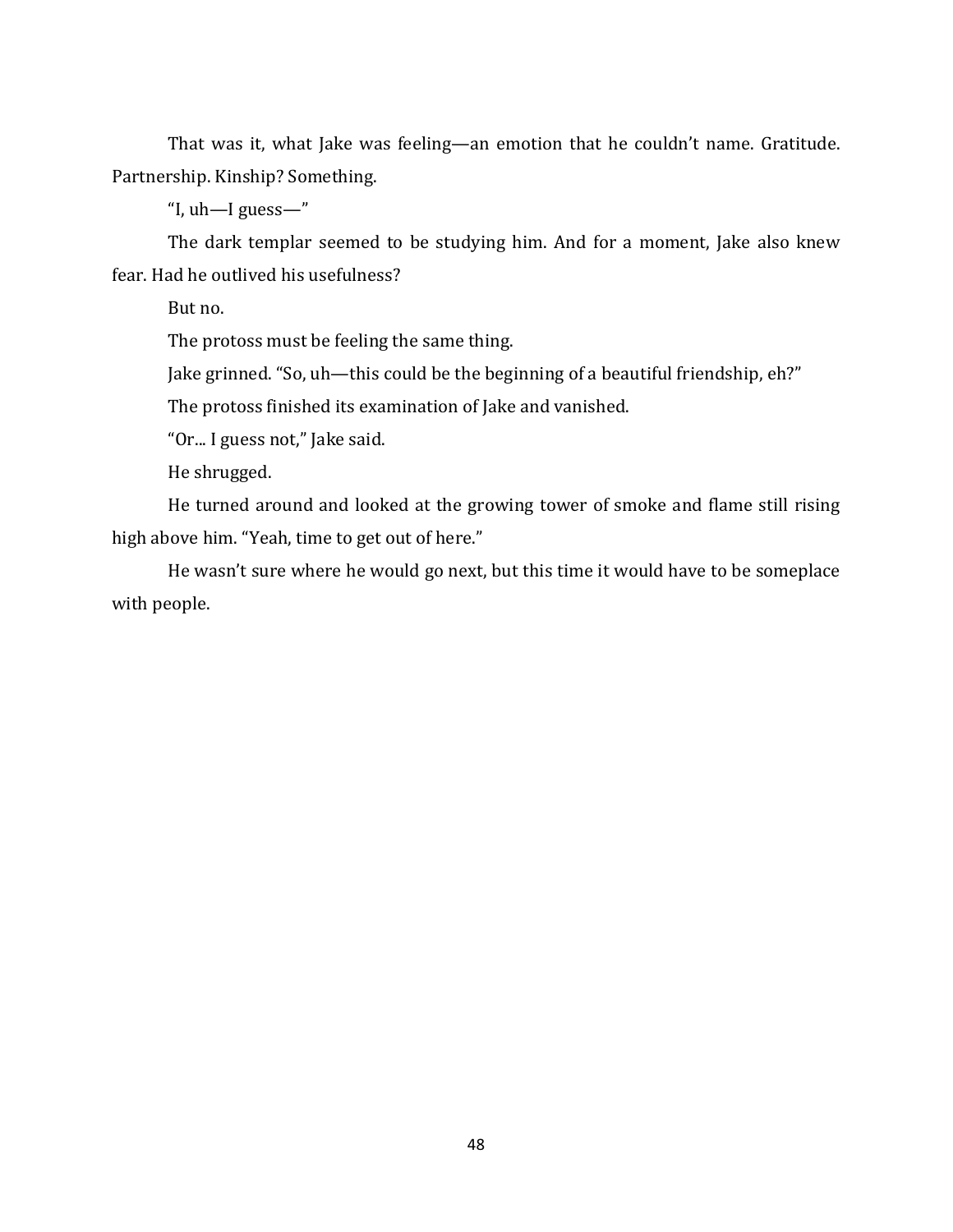That was it, what Jake was feeling—an emotion that he couldn't name. Gratitude. Partnership. Kinship? Something.

"I, uh—I guess—"

The dark templar seemed to be studying him. And for a moment, Jake also knew fear. Had he outlived his usefulness?

But no.

The protoss must be feeling the same thing.

Jake grinned. "So, uh—this could be the beginning of a beautiful friendship, eh?"

The protoss finished its examination of Jake and vanished.

"Or... I guess not," Jake said.

He shrugged.

He turned around and looked at the growing tower of smoke and flame still rising high above him. "Yeah, time to get out of here."

He wasn't sure where he would go next, but this time it would have to be someplace with people.